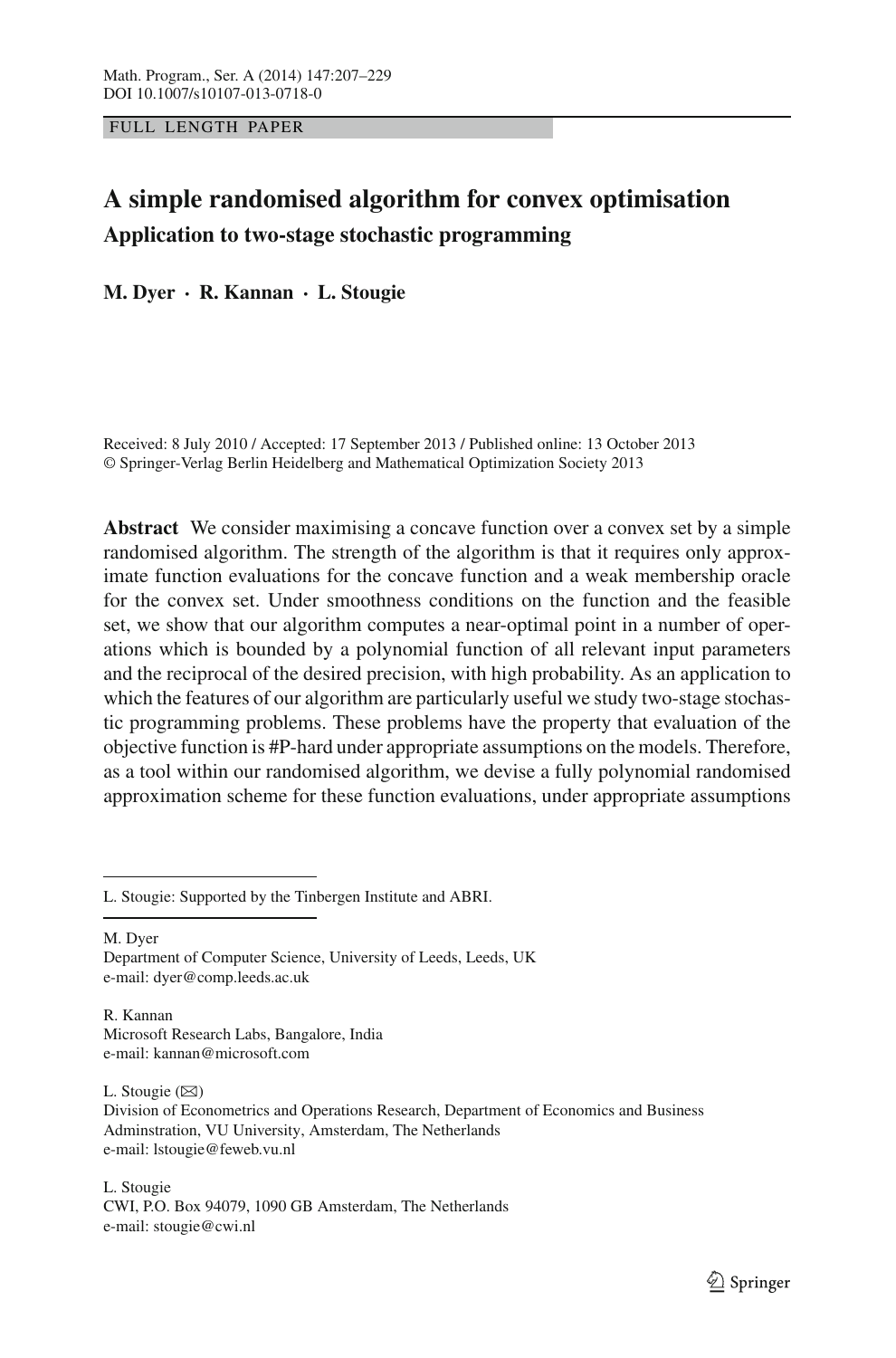FULL LENGTH PAPER

# A simple randomised algorithm for convex optimisation

## Application to two-stage stochastic programming

**M. Dyer · R. Kannan · L. Stougie**

Received: 8 July 2010 / Accepted: 17 September 2013 / Published online: 13 October 2013
© Springer-Verlag Berlin Heidelberg and Mathematical Optimization Society 2013

**Abstract** We consider maximising a concave function over a convex set by a simple randomised algorithm. The strength of the algorithm is that it requires only approximate function evaluations for the concave function and a weak membership oracle for the convex set. Under smoothness conditions on the function and the feasible set, we show that our algorithm computes a near-optimal point in a number of operations which is bounded by a polynomial function of all relevant input parameters and the reciprocal of the desired precision, with high probability. As an application to which the features of our algorithm are particularly useful we study two-stage stochastic programming problems. These problems have the property that evaluation of the objective function is #P-hard under appropriate assumptions on the models. Therefore, as a tool within our randomised algorithm, we devise a fully polynomial randomised approximation scheme for these function evaluations, under appropriate assumptions

---

L. Stougie: Supported by the Tinbergen Institute and ABRI.

---

M. Dyer
Department of Computer Science, University of Leeds, Leeds, UK
e-mail: dyer@comp.leeds.ac.uk

R. Kannan
Microsoft Research Labs, Bangalore, India
e-mail: kannan@microsoft.com

L. Stougie (✉)
Division of Econometrics and Operations Research, Department of Economics and Business Adminstration, VU University, Amsterdam, The Netherlands
e-mail: lstougie@feweb.vu.nl

L. Stougie
CWI, P.O. Box 94079, 1090 GB Amsterdam, The Netherlands
e-mail: stougie@cwi.nl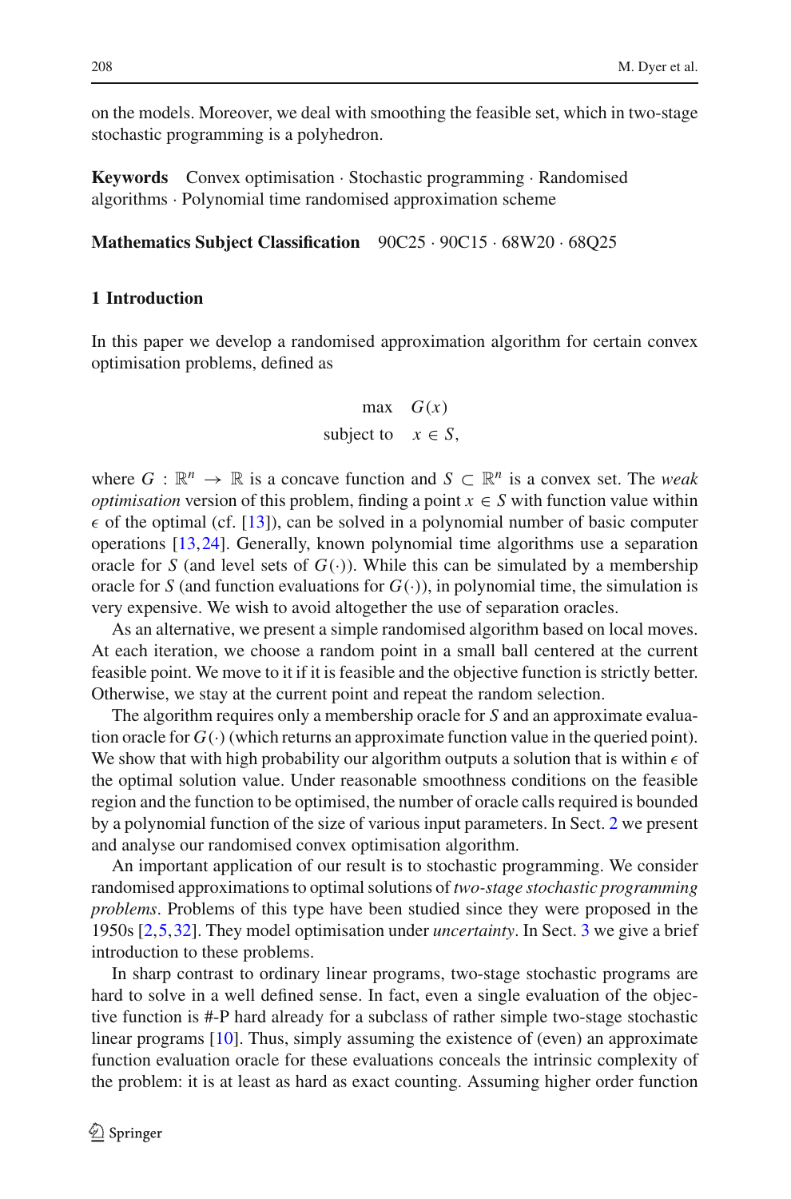on the models. Moreover, we deal with smoothing the feasible set, which in two-stage stochastic programming is a polyhedron.

**Keywords** Convex optimisation · Stochastic programming · Randomised algorithms · Polynomial time randomised approximation scheme

**Mathematics Subject Classification** 90C25 · 90C15 · 68W20 · 68Q25

## 1 Introduction

In this paper we develop a randomised approximation algorithm for certain convex optimisation problems, defined as

$$\begin{array}{ll} \max & G(x) \\ \text{subject to} & x \in S, \end{array}$$

where $G : \mathbb{R}^n \to \mathbb{R}$ is a concave function and $S \subset \mathbb{R}^n$ is a convex set. The *weak optimisation* version of this problem, finding a point $x \in S$ with function value within $\epsilon$ of the optimal (cf. [13]), can be solved in a polynomial number of basic computer operations [13,24]. Generally, known polynomial time algorithms use a separation oracle for $S$ (and level sets of $G(\cdot)$). While this can be simulated by a membership oracle for $S$ (and function evaluations for $G(\cdot)$), in polynomial time, the simulation is very expensive. We wish to avoid altogether the use of separation oracles.

As an alternative, we present a simple randomised algorithm based on local moves. At each iteration, we choose a random point in a small ball centered at the current feasible point. We move to it if it is feasible and the objective function is strictly better. Otherwise, we stay at the current point and repeat the random selection.

The algorithm requires only a membership oracle for $S$ and an approximate evaluation oracle for $G(\cdot)$ (which returns an approximate function value in the queried point). We show that with high probability our algorithm outputs a solution that is within $\epsilon$ of the optimal solution value. Under reasonable smoothness conditions on the feasible region and the function to be optimised, the number of oracle calls required is bounded by a polynomial function of the size of various input parameters. In Sect. 2 we present and analyse our randomised convex optimisation algorithm.

An important application of our result is to stochastic programming. We consider randomised approximations to optimal solutions of *two-stage stochastic programming problems*. Problems of this type have been studied since they were proposed in the 1950s [2,5,32]. They model optimisation under *uncertainty*. In Sect. 3 we give a brief introduction to these problems.

In sharp contrast to ordinary linear programs, two-stage stochastic programs are hard to solve in a well defined sense. In fact, even a single evaluation of the objective function is #-P hard already for a subclass of rather simple two-stage stochastic linear programs [10]. Thus, simply assuming the existence of (even) an approximate function evaluation oracle for these evaluations conceals the intrinsic complexity of the problem: it is at least as hard as exact counting. Assuming higher order function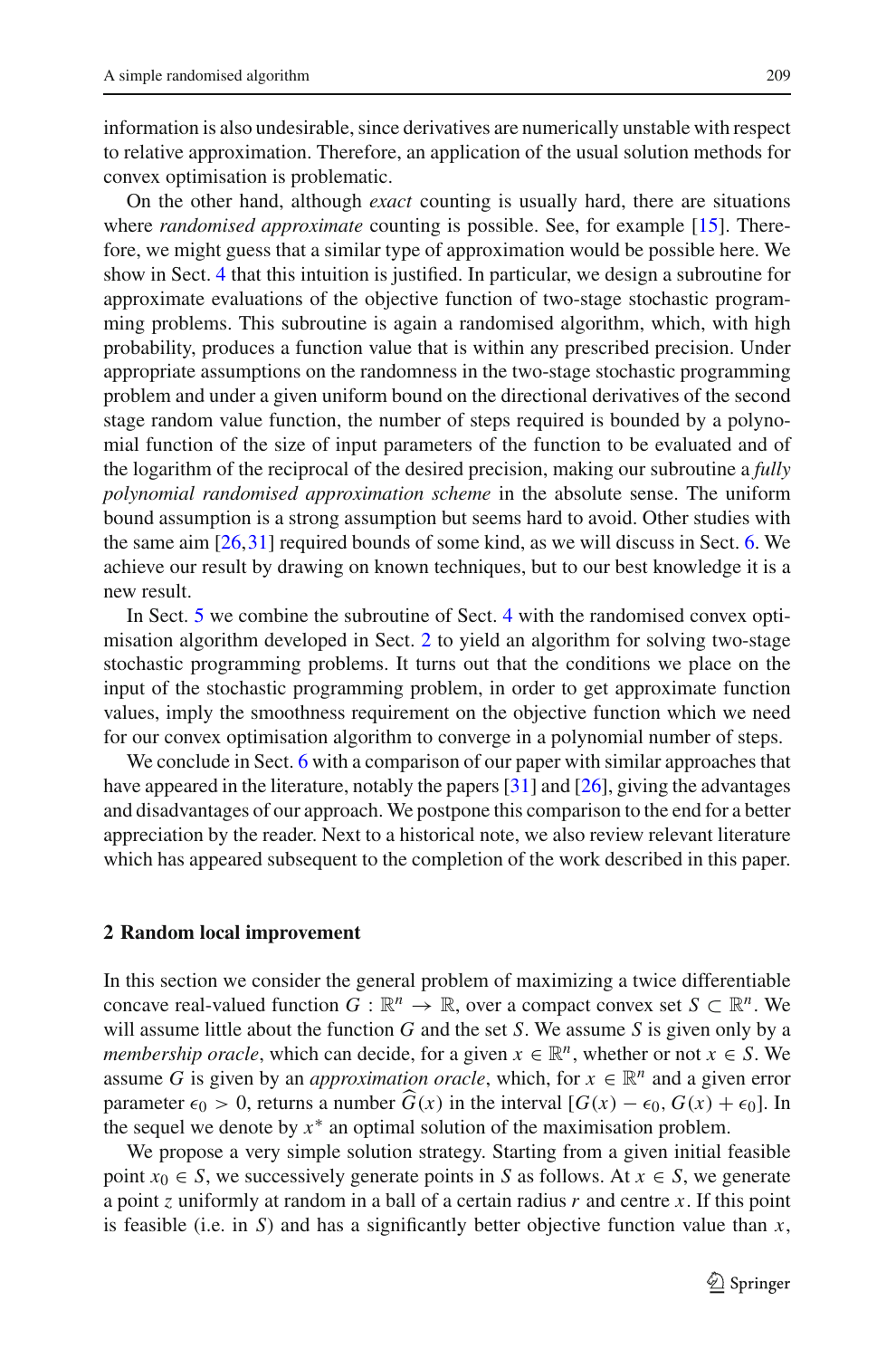information is also undesirable, since derivatives are numerically unstable with respect to relative approximation. Therefore, an application of the usual solution methods for convex optimisation is problematic.

On the other hand, although *exact* counting is usually hard, there are situations where *randomised approximate* counting is possible. See, for example [15]. Therefore, we might guess that a similar type of approximation would be possible here. We show in Sect. 4 that this intuition is justified. In particular, we design a subroutine for approximate evaluations of the objective function of two-stage stochastic programming problems. This subroutine is again a randomised algorithm, which, with high probability, produces a function value that is within any prescribed precision. Under appropriate assumptions on the randomness in the two-stage stochastic programming problem and under a given uniform bound on the directional derivatives of the second stage random value function, the number of steps required is bounded by a polynomial function of the size of input parameters of the function to be evaluated and of the logarithm of the reciprocal of the desired precision, making our subroutine a *fully polynomial randomised approximation scheme* in the absolute sense. The uniform bound assumption is a strong assumption but seems hard to avoid. Other studies with the same aim [26,31] required bounds of some kind, as we will discuss in Sect. 6. We achieve our result by drawing on known techniques, but to our best knowledge it is a new result.

In Sect. 5 we combine the subroutine of Sect. 4 with the randomised convex optimisation algorithm developed in Sect. 2 to yield an algorithm for solving two-stage stochastic programming problems. It turns out that the conditions we place on the input of the stochastic programming problem, in order to get approximate function values, imply the smoothness requirement on the objective function which we need for our convex optimisation algorithm to converge in a polynomial number of steps.

We conclude in Sect. 6 with a comparison of our paper with similar approaches that have appeared in the literature, notably the papers [31] and [26], giving the advantages and disadvantages of our approach. We postpone this comparison to the end for a better appreciation by the reader. Next to a historical note, we also review relevant literature which has appeared subsequent to the completion of the work described in this paper.

## 2 Random local improvement

In this section we consider the general problem of maximizing a twice differentiable concave real-valued function $G : \mathbb{R}^n \to \mathbb{R}$, over a compact convex set $S \subset \mathbb{R}^n$. We will assume little about the function $G$ and the set $S$. We assume $S$ is given only by a *membership oracle*, which can decide, for a given $x \in \mathbb{R}^n$, whether or not $x \in S$. We assume $G$ is given by an *approximation oracle*, which, for $x \in \mathbb{R}^n$ and a given error parameter $\epsilon_0 > 0$, returns a number $\widehat{G}(x)$ in the interval $[G(x) - \epsilon_0, G(x) + \epsilon_0]$. In the sequel we denote by $x^*$ an optimal solution of the maximisation problem.

We propose a very simple solution strategy. Starting from a given initial feasible point $x_0 \in S$, we successively generate points in $S$ as follows. At $x \in S$, we generate a point $z$ uniformly at random in a ball of a certain radius $r$ and centre $x$. If this point is feasible (i.e. in $S$) and has a significantly better objective function value than $x$,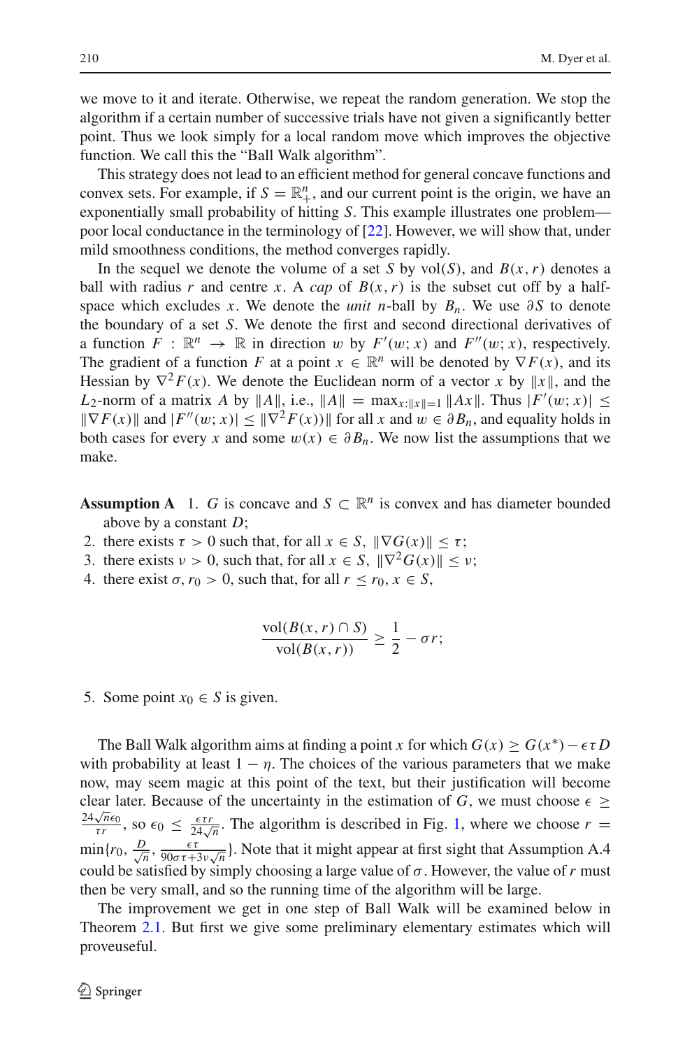we move to it and iterate. Otherwise, we repeat the random generation. We stop the algorithm if a certain number of successive trials have not given a significantly better point. Thus we look simply for a local random move which improves the objective function. We call this the "Ball Walk algorithm".

This strategy does not lead to an efficient method for general concave functions and convex sets. For example, if $S = \mathbb{R}^n_+$, and our current point is the origin, we have an exponentially small probability of hitting $S$. This example illustrates one problem—poor local conductance in the terminology of [22]. However, we will show that, under mild smoothness conditions, the method converges rapidly.

In the sequel we denote the volume of a set $S$ by $\mathrm{vol}(S)$, and $B(x, r)$ denotes a ball with radius $r$ and centre $x$. A *cap* of $B(x, r)$ is the subset cut off by a half-space which excludes $x$. We denote the *unit* $n$-ball by $B_n$. We use $\partial S$ to denote the boundary of a set $S$. We denote the first and second directional derivatives of a function $F : \mathbb{R}^n \to \mathbb{R}$ in direction $w$ by $F'(w; x)$ and $F''(w; x)$, respectively. The gradient of a function $F$ at a point $x \in \mathbb{R}^n$ will be denoted by $\nabla F(x)$, and its Hessian by $\nabla^2 F(x)$. We denote the Euclidean norm of a vector $x$ by $\|x\|$, and the $L_2$-norm of a matrix $A$ by $\|A\|$, i.e., $\|A\| = \max_{x:\|x\|=1} \|Ax\|$. Thus $|F'(w; x)| \leq \|\nabla F(x)\|$ and $|F''(w; x)| \leq \|\nabla^2 F(x))\|$ for all $x$ and $w \in \partial B_n$, and equality holds in both cases for every $x$ and some $w(x) \in \partial B_n$. We now list the assumptions that we make.

**Assumption A** 1. $G$ is concave and $S \subset \mathbb{R}^n$ is convex and has diameter bounded above by a constant $D$;
2. there exists $\tau > 0$ such that, for all $x \in S$, $\|\nabla G(x)\| \leq \tau$;
3. there exists $\nu > 0$, such that, for all $x \in S$, $\|\nabla^2 G(x)\| \leq \nu$;
4. there exist $\sigma, r_0 > 0$, such that, for all $r \leq r_0$, $x \in S$,

$$\frac{\mathrm{vol}(B(x,r) \cap S)}{\mathrm{vol}(B(x,r))} \geq \frac{1}{2} - \sigma r;$$

5. Some point $x_0 \in S$ is given.

The Ball Walk algorithm aims at finding a point $x$ for which $G(x) \geq G(x^*) - \epsilon \tau D$ with probability at least $1 - \eta$. The choices of the various parameters that we make now, may seem magic at this point of the text, but their justification will become clear later. Because of the uncertainty in the estimation of $G$, we must choose $\epsilon \geq \frac{24\sqrt{n}\epsilon_0}{\tau r}$, so $\epsilon_0 \leq \frac{\epsilon \tau r}{24\sqrt{n}}$. The algorithm is described in Fig. 1, where we choose $r = \min\{r_0, \frac{D}{\sqrt{n}}, \frac{\epsilon\tau}{90\sigma\tau + 3\nu\sqrt{n}}\}$. Note that it might appear at first sight that Assumption A.4 could be satisfied by simply choosing a large value of $\sigma$. However, the value of $r$ must then be very small, and so the running time of the algorithm will be large.

The improvement we get in one step of Ball Walk will be examined below in Theorem 2.1. But first we give some preliminary elementary estimates which will proveuseful.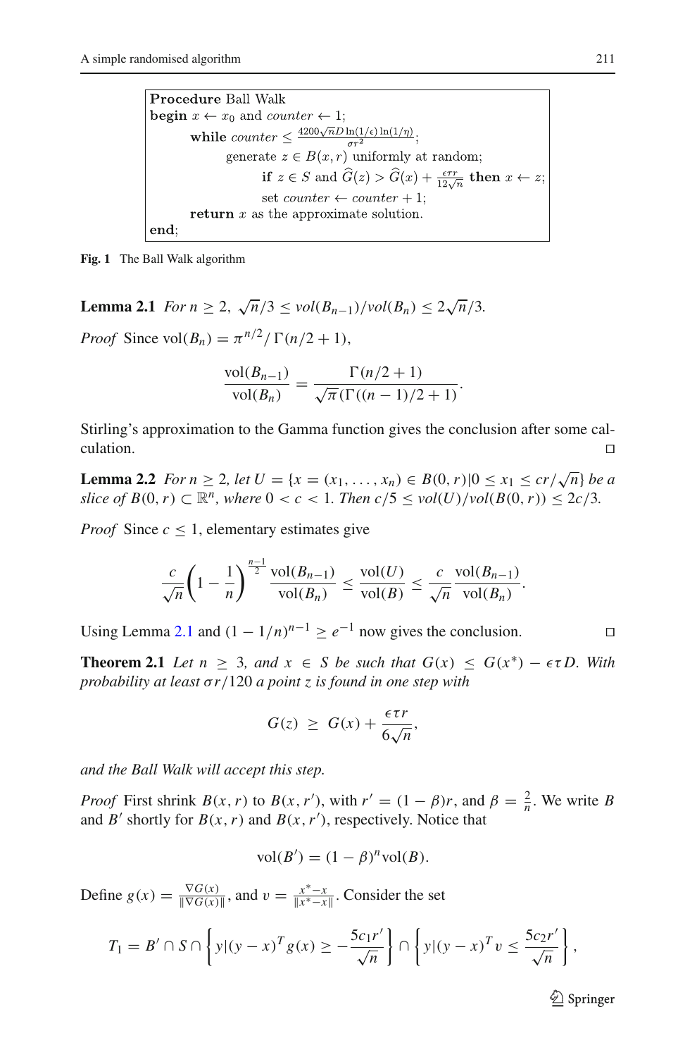```
Procedure Ball Walk
begin x ← x_0 and counter ← 1;
      while counter ≤ 4200√n D ln(1/ε) ln(1/η) / (σ r^2);
            generate z ∈ B(x, r) uniformly at random;
                  if z ∈ S and Ĝ(z) > Ĝ(x) + ετr/(12√n) then x ← z;
                  set counter ← counter + 1;
      return x as the approximate solution.
end;
```

**Fig. 1** The Ball Walk algorithm

**Lemma 2.1** *For* $n \geq 2$, $\sqrt{n}/3 \leq vol(B_{n-1})/vol(B_n) \leq 2\sqrt{n}/3$.

*Proof* Since $\mathrm{vol}(B_n) = \pi^{n/2}/\Gamma(n/2+1)$,

$$\frac{\mathrm{vol}(B_{n-1})}{\mathrm{vol}(B_n)} = \frac{\Gamma(n/2+1)}{\sqrt{\pi}(\Gamma((n-1)/2+1)}.$$

Stirling's approximation to the Gamma function gives the conclusion after some calculation. □

**Lemma 2.2** *For* $n \geq 2$, *let* $U = \{x = (x_1, \ldots, x_n) \in B(0,r) | 0 \leq x_1 \leq cr/\sqrt{n}\}$ *be a slice of* $B(0,r) \subset \mathbb{R}^n$, *where* $0 < c < 1$. *Then* $c/5 \leq vol(U)/vol(B(0,r)) \leq 2c/3$.

*Proof* Since $c \leq 1$, elementary estimates give

$$\frac{c}{\sqrt{n}}\left(1 - \frac{1}{n}\right)^{\frac{n-1}{2}} \frac{\mathrm{vol}(B_{n-1})}{\mathrm{vol}(B_n)} \leq \frac{\mathrm{vol}(U)}{\mathrm{vol}(B)} \leq \frac{c}{\sqrt{n}} \frac{\mathrm{vol}(B_{n-1})}{\mathrm{vol}(B_n)}.$$

Using Lemma 2.1 and $(1 - 1/n)^{n-1} \geq e^{-1}$ now gives the conclusion. □

**Theorem 2.1** *Let* $n \geq 3$, *and* $x \in S$ *be such that* $G(x) \leq G(x^*) - \epsilon\tau D$. *With probability at least* $\sigma r/120$ *a point* $z$ *is found in one step with*

$$G(z) \geq G(x) + \frac{\epsilon\tau r}{6\sqrt{n}},$$

*and the Ball Walk will accept this step.*

*Proof* First shrink $B(x,r)$ to $B(x,r')$, with $r' = (1-\beta)r$, and $\beta = \frac{2}{n}$. We write $B$ and $B'$ shortly for $B(x,r)$ and $B(x,r')$, respectively. Notice that

$$\mathrm{vol}(B') = (1-\beta)^n \mathrm{vol}(B).$$

Define $g(x) = \frac{\nabla G(x)}{\|\nabla G(x)\|}$, and $v = \frac{x^*-x}{\|x^*-x\|}$. Consider the set

$$T_1 = B' \cap S \cap \left\{ y | (y-x)^T g(x) \geq -\frac{5c_1 r'}{\sqrt{n}} \right\} \cap \left\{ y | (y-x)^T v \leq \frac{5c_2 r'}{\sqrt{n}} \right\},$$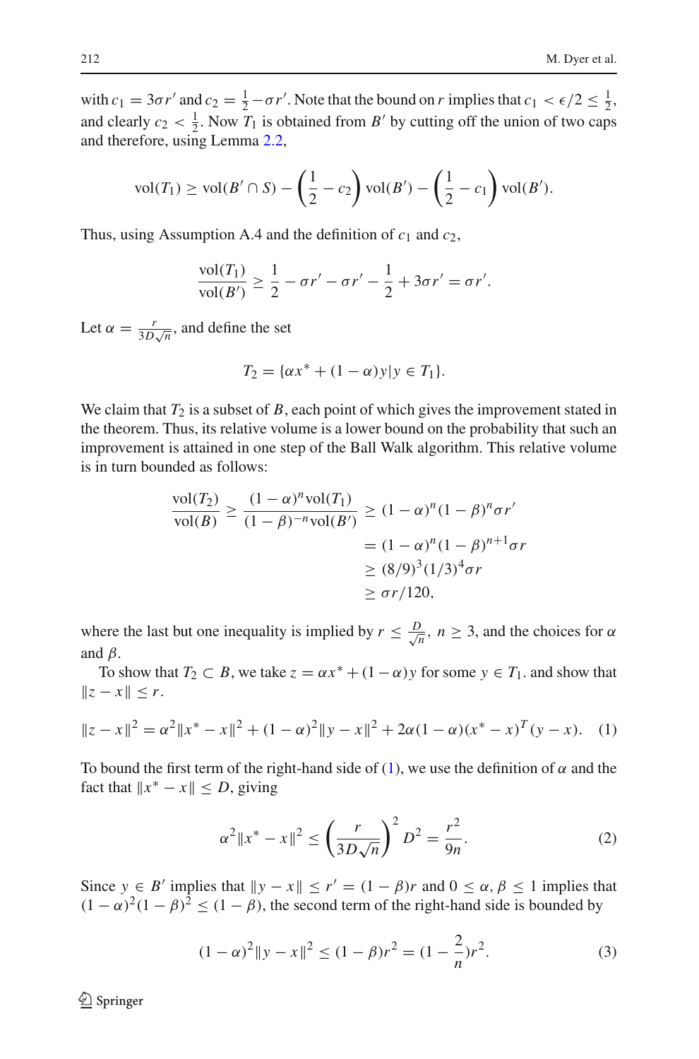with $c_1 = 3\sigma r'$ and $c_2 = \frac{1}{2} - \sigma r'$. Note that the bound on $r$ implies that $c_1 < \epsilon/2 \leq \frac{1}{2}$, and clearly $c_2 < \frac{1}{2}$. Now $T_1$ is obtained from $B'$ by cutting off the union of two caps and therefore, using Lemma 2.2,

$$\mathrm{vol}(T_1) \geq \mathrm{vol}(B' \cap S) - \left(\frac{1}{2} - c_2\right)\mathrm{vol}(B') - \left(\frac{1}{2} - c_1\right)\mathrm{vol}(B').$$

Thus, using Assumption A.4 and the definition of $c_1$ and $c_2$,

$$\frac{\mathrm{vol}(T_1)}{\mathrm{vol}(B')} \geq \frac{1}{2} - \sigma r' - \sigma r' - \frac{1}{2} + 3\sigma r' = \sigma r'.$$

Let $\alpha = \frac{r}{3D\sqrt{n}}$, and define the set

$$T_2 = \{\alpha x^* + (1-\alpha)y | y \in T_1\}.$$

We claim that $T_2$ is a subset of $B$, each point of which gives the improvement stated in the theorem. Thus, its relative volume is a lower bound on the probability that such an improvement is attained in one step of the Ball Walk algorithm. This relative volume is in turn bounded as follows:

$$\begin{aligned}
\frac{\mathrm{vol}(T_2)}{\mathrm{vol}(B)} \geq \frac{(1-\alpha)^n \mathrm{vol}(T_1)}{(1-\beta)^{-n}\mathrm{vol}(B')} &\geq (1-\alpha)^n(1-\beta)^n \sigma r' \\
&= (1-\alpha)^n(1-\beta)^{n+1}\sigma r \\
&\geq (8/9)^3(1/3)^4\sigma r \\
&\geq \sigma r/120,
\end{aligned}$$

where the last but one inequality is implied by $r \leq \frac{D}{\sqrt{n}}$, $n \geq 3$, and the choices for $\alpha$ and $\beta$.

To show that $T_2 \subset B$, we take $z = \alpha x^* + (1-\alpha)y$ for some $y \in T_1$. and show that $\|z - x\| \leq r$.

$$\|z - x\|^2 = \alpha^2\|x^* - x\|^2 + (1-\alpha)^2\|y - x\|^2 + 2\alpha(1-\alpha)(x^* - x)^T(y - x). \quad (1)$$

To bound the first term of the right-hand side of (1), we use the definition of $\alpha$ and the fact that $\|x^* - x\| \leq D$, giving

$$\alpha^2\|x^* - x\|^2 \leq \left(\frac{r}{3D\sqrt{n}}\right)^2 D^2 = \frac{r^2}{9n}. \quad (2)$$

Since $y \in B'$ implies that $\|y - x\| \leq r' = (1-\beta)r$ and $0 \leq \alpha, \beta \leq 1$ implies that $(1-\alpha)^2(1-\beta)^2 \leq (1-\beta)$, the second term of the right-hand side is bounded by

$$(1-\alpha)^2\|y - x\|^2 \leq (1-\beta)r^2 = (1 - \frac{2}{n})r^2. \quad (3)$$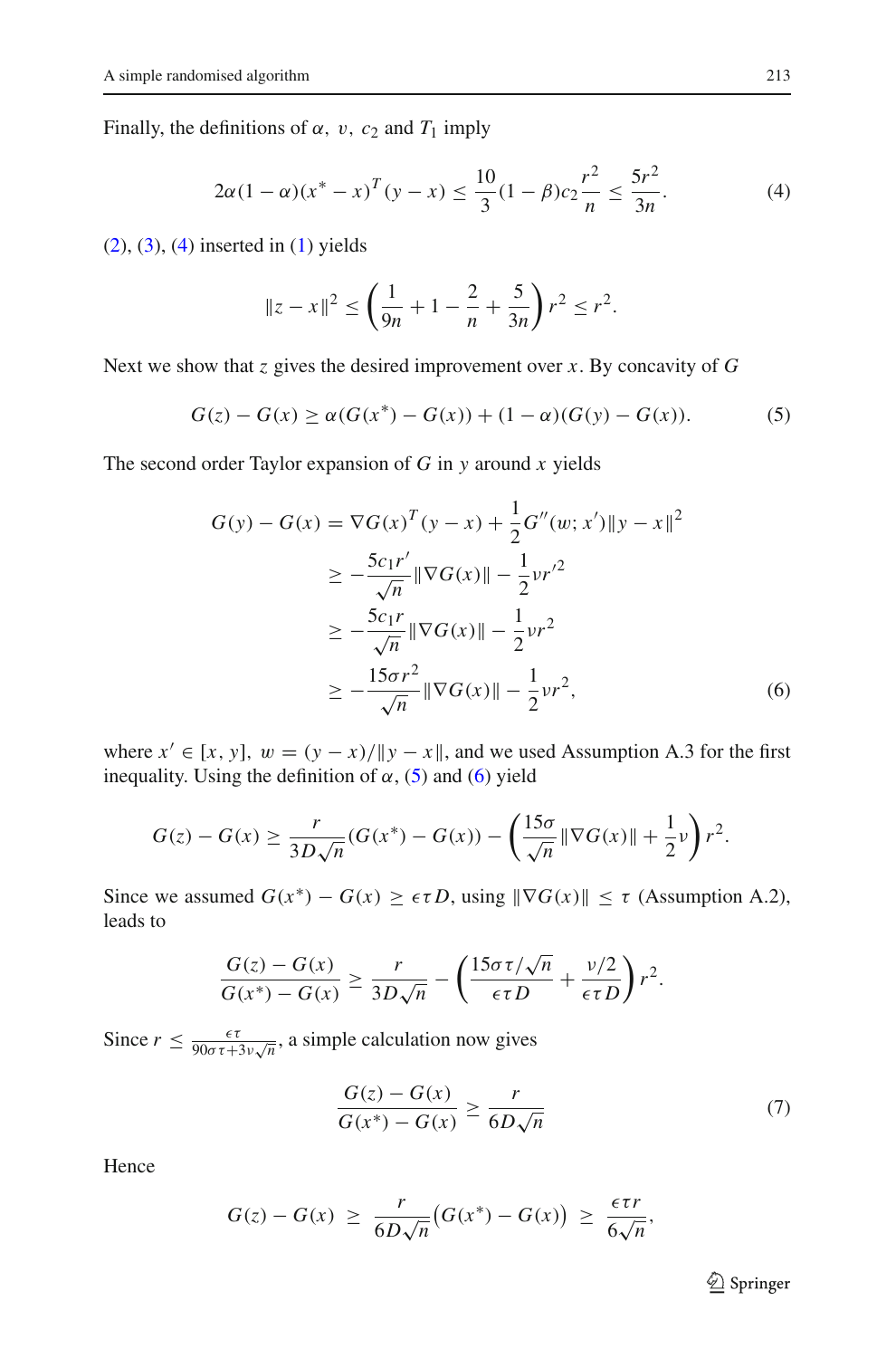Finally, the definitions of $\alpha,\ \upsilon,\ c_2$ and $T_1$ imply

$$2\alpha(1-\alpha)(x^* - x)^T(y-x) \le \frac{10}{3}(1-\beta)c_2\frac{r^2}{n} \le \frac{5r^2}{3n}. \tag{4}$$

(2), (3), (4) inserted in (1) yields

$$\|z-x\|^2 \le \left(\frac{1}{9n} + 1 - \frac{2}{n} + \frac{5}{3n}\right) r^2 \le r^2.$$

Next we show that $z$ gives the desired improvement over $x$. By concavity of $G$

$$G(z) - G(x) \ge \alpha(G(x^*) - G(x)) + (1-\alpha)(G(y) - G(x)). \tag{5}$$

The second order Taylor expansion of $G$ in $y$ around $x$ yields

$$\begin{aligned}
G(y) - G(x) &= \nabla G(x)^T(y-x) + \frac{1}{2}G''(w; x')\|y-x\|^2 \\
&\ge -\frac{5c_1 r'}{\sqrt{n}}\|\nabla G(x)\| - \frac{1}{2}\nu r'^2 \\
&\ge -\frac{5c_1 r}{\sqrt{n}}\|\nabla G(x)\| - \frac{1}{2}\nu r^2 \\
&\ge -\frac{15\sigma r^2}{\sqrt{n}}\|\nabla G(x)\| - \frac{1}{2}\nu r^2,
\end{aligned} \tag{6}$$

where $x' \in [x, y],\ w = (y-x)/\|y-x\|$, and we used Assumption A.3 for the first inequality. Using the definition of $\alpha$, (5) and (6) yield

$$G(z) - G(x) \ge \frac{r}{3D\sqrt{n}}(G(x^*) - G(x)) - \left(\frac{15\sigma}{\sqrt{n}}\|\nabla G(x)\| + \frac{1}{2}\nu\right) r^2.$$

Since we assumed $G(x^*) - G(x) \ge \epsilon\tau D$, using $\|\nabla G(x)\| \le \tau$ (Assumption A.2), leads to

$$\frac{G(z) - G(x)}{G(x^*) - G(x)} \ge \frac{r}{3D\sqrt{n}} - \left(\frac{15\sigma\tau/\sqrt{n}}{\epsilon\tau D} + \frac{\nu/2}{\epsilon\tau D}\right) r^2.$$

Since $r \le \frac{\epsilon\tau}{90\sigma\tau + 3\nu\sqrt{n}}$, a simple calculation now gives

$$\frac{G(z) - G(x)}{G(x^*) - G(x)} \ge \frac{r}{6D\sqrt{n}} \tag{7}$$

Hence

$$G(z) - G(x) \ \ge\ \frac{r}{6D\sqrt{n}}\big(G(x^*) - G(x)\big) \ \ge\ \frac{\epsilon\tau r}{6\sqrt{n}},$$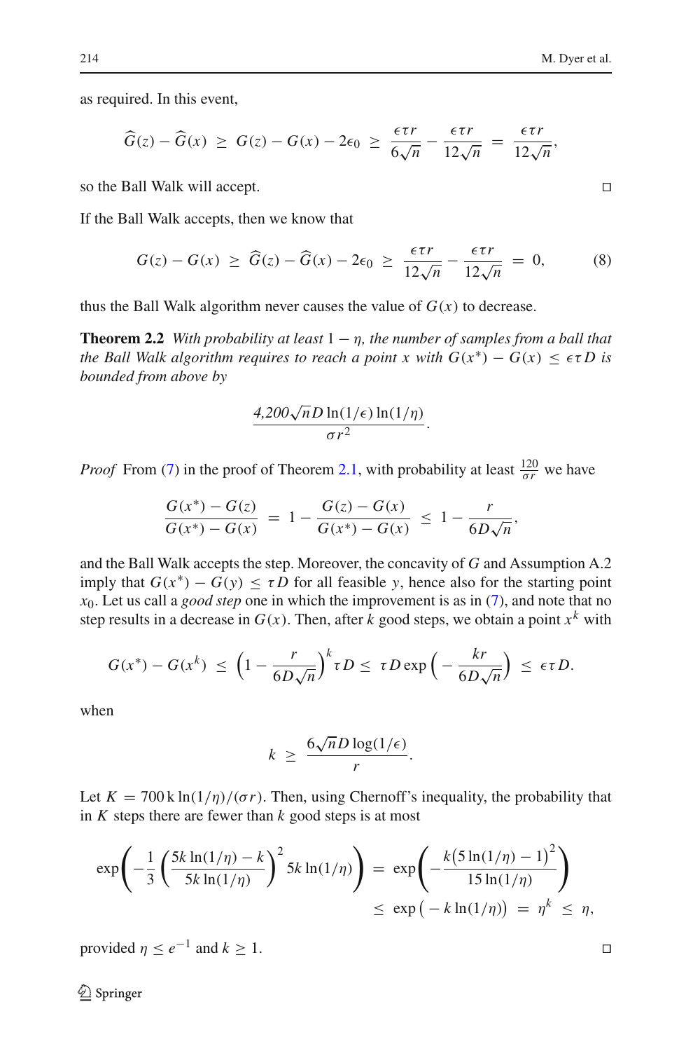as required. In this event,

$$\widehat{G}(z) - \widehat{G}(x) \;\geq\; G(z) - G(x) - 2\epsilon_0 \;\geq\; \frac{\epsilon\tau r}{6\sqrt{n}} - \frac{\epsilon\tau r}{12\sqrt{n}} \;=\; \frac{\epsilon\tau r}{12\sqrt{n}},$$

so the Ball Walk will accept. □

If the Ball Walk accepts, then we know that

$$G(z) - G(x) \;\geq\; \widehat{G}(z) - \widehat{G}(x) - 2\epsilon_0 \;\geq\; \frac{\epsilon\tau r}{12\sqrt{n}} - \frac{\epsilon\tau r}{12\sqrt{n}} \;=\; 0, \tag{8}$$

thus the Ball Walk algorithm never causes the value of $G(x)$ to decrease.

**Theorem 2.2** *With probability at least $1 - \eta$, the number of samples from a ball that the Ball Walk algorithm requires to reach a point $x$ with $G(x^*) - G(x) \leq \epsilon\tau D$ is bounded from above by*

$$\frac{4{,}200\sqrt{n}D\ln(1/\epsilon)\ln(1/\eta)}{\sigma r^2}.$$

*Proof* From (7) in the proof of Theorem 2.1, with probability at least $\frac{120}{\sigma r}$ we have

$$\frac{G(x^*) - G(z)}{G(x^*) - G(x)} \;=\; 1 - \frac{G(z) - G(x)}{G(x^*) - G(x)} \;\leq\; 1 - \frac{r}{6D\sqrt{n}},$$

and the Ball Walk accepts the step. Moreover, the concavity of $G$ and Assumption A.2 imply that $G(x^*) - G(y) \leq \tau D$ for all feasible $y$, hence also for the starting point $x_0$. Let us call a *good step* one in which the improvement is as in (7), and note that no step results in a decrease in $G(x)$. Then, after $k$ good steps, we obtain a point $x^k$ with

$$G(x^*) - G(x^k) \;\leq\; \left(1 - \frac{r}{6D\sqrt{n}}\right)^k \tau D \leq\; \tau D \exp\left(-\frac{kr}{6D\sqrt{n}}\right) \;\leq\; \epsilon\tau D.$$

when

$$k \;\geq\; \frac{6\sqrt{n}D\log(1/\epsilon)}{r}.$$

Let $K = 700\,\mathrm{k}\ln(1/\eta)/(\sigma r)$. Then, using Chernoff's inequality, the probability that in $K$ steps there are fewer than $k$ good steps is at most

$$\exp\left(-\frac{1}{3}\left(\frac{5k\ln(1/\eta) - k}{5k\ln(1/\eta)}\right)^2 5k\ln(1/\eta)\right) \;=\; \exp\left(-\frac{k\big(5\ln(1/\eta) - 1\big)^2}{15\ln(1/\eta)}\right)$$
$$\leq\; \exp\big(-k\ln(1/\eta)\big) \;=\; \eta^k \;\leq\; \eta,$$

provided $\eta \leq e^{-1}$ and $k \geq 1$. □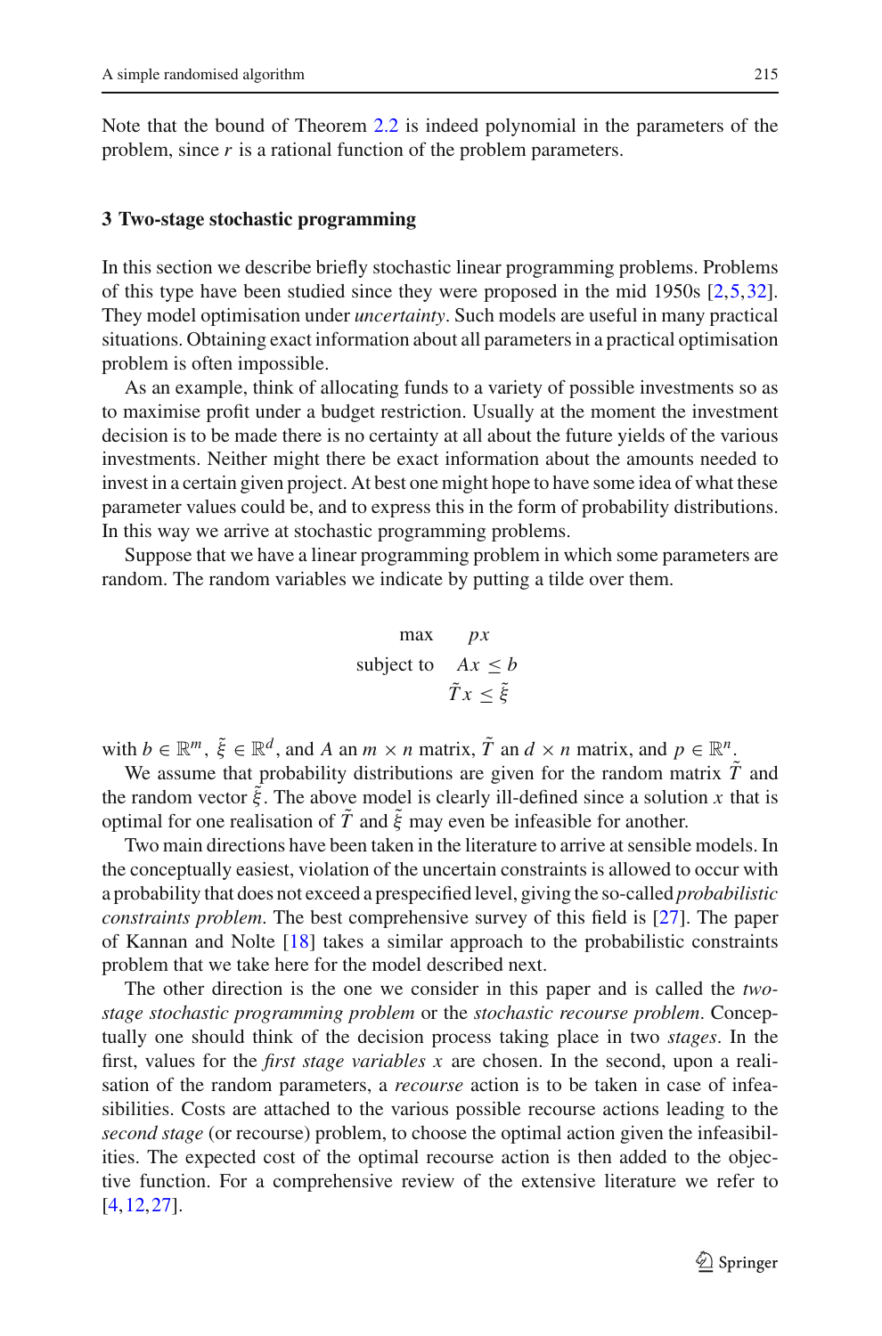Note that the bound of Theorem 2.2 is indeed polynomial in the parameters of the problem, since $r$ is a rational function of the problem parameters.

## 3 Two-stage stochastic programming

In this section we describe briefly stochastic linear programming problems. Problems of this type have been studied since they were proposed in the mid 1950s [2,5,32]. They model optimisation under *uncertainty*. Such models are useful in many practical situations. Obtaining exact information about all parameters in a practical optimisation problem is often impossible.

As an example, think of allocating funds to a variety of possible investments so as to maximise profit under a budget restriction. Usually at the moment the investment decision is to be made there is no certainty at all about the future yields of the various investments. Neither might there be exact information about the amounts needed to invest in a certain given project. At best one might hope to have some idea of what these parameter values could be, and to express this in the form of probability distributions. In this way we arrive at stochastic programming problems.

Suppose that we have a linear programming problem in which some parameters are random. The random variables we indicate by putting a tilde over them.

$$
\begin{aligned}
\max \quad & px \\
\text{subject to} \quad & Ax \leq b \\
& \tilde{T}x \leq \tilde{\xi}
\end{aligned}
$$

with $b \in \mathbb{R}^m$, $\tilde{\xi} \in \mathbb{R}^d$, and $A$ an $m \times n$ matrix, $\tilde{T}$ an $d \times n$ matrix, and $p \in \mathbb{R}^n$.

We assume that probability distributions are given for the random matrix $\tilde{T}$ and the random vector $\tilde{\xi}$. The above model is clearly ill-defined since a solution $x$ that is optimal for one realisation of $\tilde{T}$ and $\tilde{\xi}$ may even be infeasible for another.

Two main directions have been taken in the literature to arrive at sensible models. In the conceptually easiest, violation of the uncertain constraints is allowed to occur with a probability that does not exceed a prespecified level, giving the so-called *probabilistic constraints problem*. The best comprehensive survey of this field is [27]. The paper of Kannan and Nolte [18] takes a similar approach to the probabilistic constraints problem that we take here for the model described next.

The other direction is the one we consider in this paper and is called the *two-stage stochastic programming problem* or the *stochastic recourse problem*. Conceptually one should think of the decision process taking place in two *stages*. In the first, values for the *first stage variables* $x$ are chosen. In the second, upon a realisation of the random parameters, a *recourse* action is to be taken in case of infeasibilities. Costs are attached to the various possible recourse actions leading to the *second stage* (or recourse) problem, to choose the optimal action given the infeasibilities. The expected cost of the optimal recourse action is then added to the objective function. For a comprehensive review of the extensive literature we refer to [4,12,27].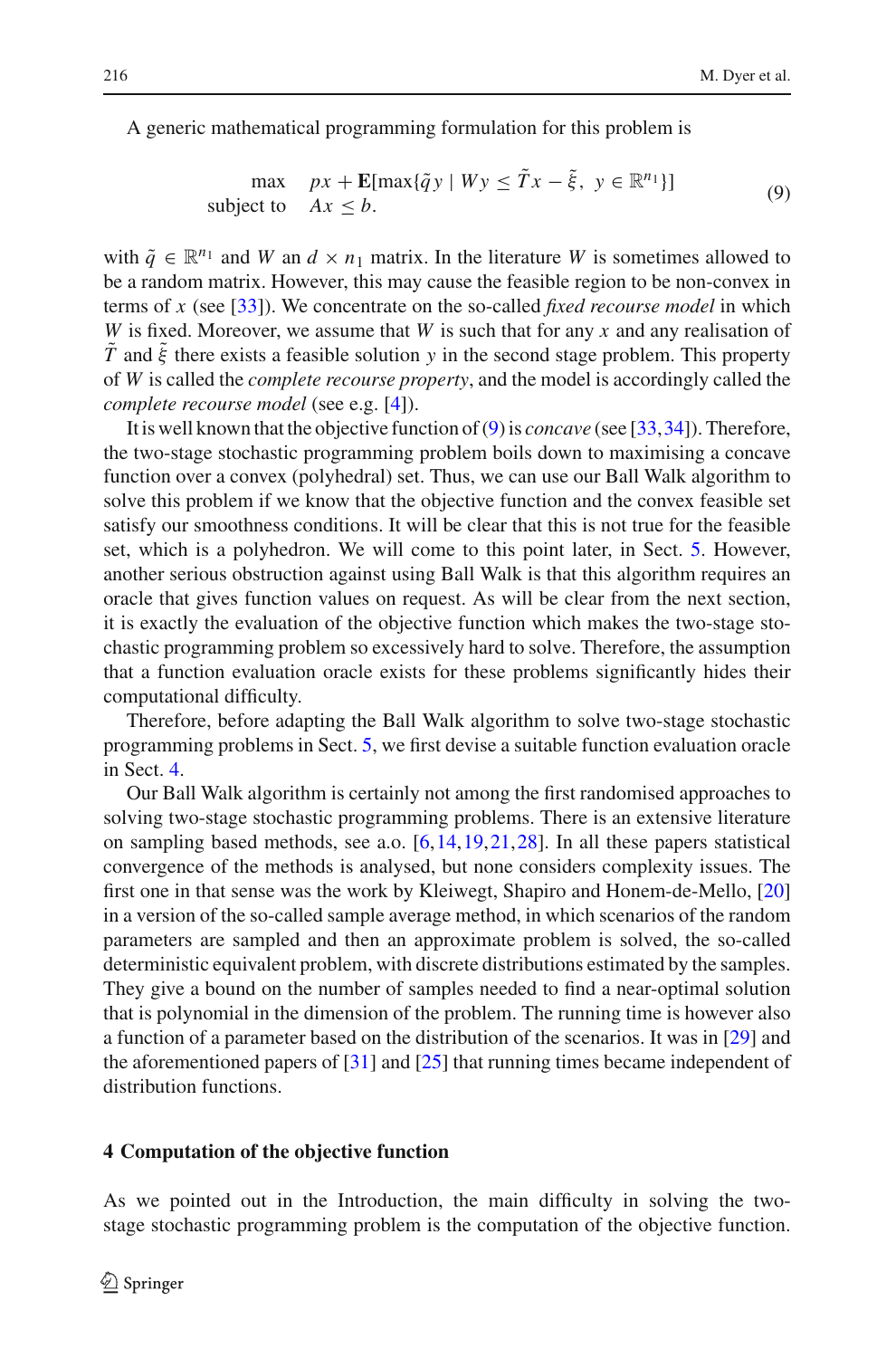A generic mathematical programming formulation for this problem is

$$
\begin{array}{ll}
\max & px + \mathbf{E}[\max\{\tilde{q}y \mid Wy \leq \tilde{T}x - \tilde{\xi},\ y \in \mathbb{R}^{n_1}\}] \\
\text{subject to} & Ax \leq b.
\end{array} \tag{9}
$$

with $\tilde{q} \in \mathbb{R}^{n_1}$ and $W$ an $d \times n_1$ matrix. In the literature $W$ is sometimes allowed to be a random matrix. However, this may cause the feasible region to be non-convex in terms of $x$ (see [33]). We concentrate on the so-called *fixed recourse model* in which $W$ is fixed. Moreover, we assume that $W$ is such that for any $x$ and any realisation of $\tilde{T}$ and $\tilde{\xi}$ there exists a feasible solution $y$ in the second stage problem. This property of $W$ is called the *complete recourse property*, and the model is accordingly called the *complete recourse model* (see e.g. [4]).

It is well known that the objective function of (9) is *concave* (see [33,34]). Therefore, the two-stage stochastic programming problem boils down to maximising a concave function over a convex (polyhedral) set. Thus, we can use our Ball Walk algorithm to solve this problem if we know that the objective function and the convex feasible set satisfy our smoothness conditions. It will be clear that this is not true for the feasible set, which is a polyhedron. We will come to this point later, in Sect. 5. However, another serious obstruction against using Ball Walk is that this algorithm requires an oracle that gives function values on request. As will be clear from the next section, it is exactly the evaluation of the objective function which makes the two-stage stochastic programming problem so excessively hard to solve. Therefore, the assumption that a function evaluation oracle exists for these problems significantly hides their computational difficulty.

Therefore, before adapting the Ball Walk algorithm to solve two-stage stochastic programming problems in Sect. 5, we first devise a suitable function evaluation oracle in Sect. 4.

Our Ball Walk algorithm is certainly not among the first randomised approaches to solving two-stage stochastic programming problems. There is an extensive literature on sampling based methods, see a.o. [6,14,19,21,28]. In all these papers statistical convergence of the methods is analysed, but none considers complexity issues. The first one in that sense was the work by Kleiwegt, Shapiro and Honem-de-Mello, [20] in a version of the so-called sample average method, in which scenarios of the random parameters are sampled and then an approximate problem is solved, the so-called deterministic equivalent problem, with discrete distributions estimated by the samples. They give a bound on the number of samples needed to find a near-optimal solution that is polynomial in the dimension of the problem. The running time is however also a function of a parameter based on the distribution of the scenarios. It was in [29] and the aforementioned papers of [31] and [25] that running times became independent of distribution functions.

## 4 Computation of the objective function

As we pointed out in the Introduction, the main difficulty in solving the two-stage stochastic programming problem is the computation of the objective function.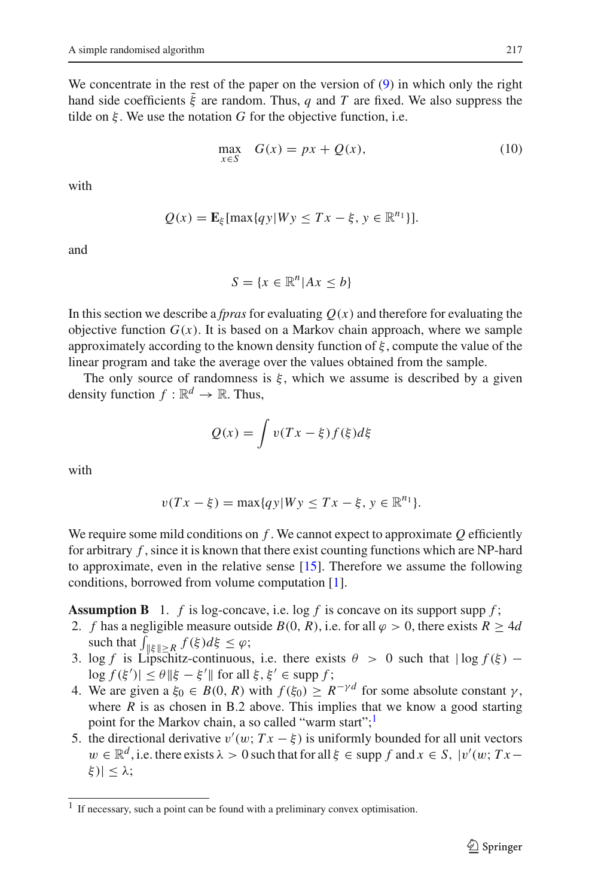We concentrate in the rest of the paper on the version of (9) in which only the right hand side coefficients $\tilde{\xi}$ are random. Thus, $q$ and $T$ are fixed. We also suppress the tilde on $\xi$. We use the notation $G$ for the objective function, i.e.

$$\max_{x \in S} \quad G(x) = px + Q(x), \tag{10}$$

with

$$Q(x) = \mathbf{E}_{\xi}[\max\{qy | Wy \leq Tx - \xi, \, y \in \mathbb{R}^{n_1}\}].$$

and

$$S = \{x \in \mathbb{R}^n | Ax \leq b\}$$

In this section we describe a *fpras* for evaluating $Q(x)$ and therefore for evaluating the objective function $G(x)$. It is based on a Markov chain approach, where we sample approximately according to the known density function of $\xi$, compute the value of the linear program and take the average over the values obtained from the sample.

The only source of randomness is $\xi$, which we assume is described by a given density function $f : \mathbb{R}^d \to \mathbb{R}$. Thus,

$$Q(x) = \int v(Tx - \xi) f(\xi) d\xi$$

with

$$v(Tx - \xi) = \max\{qy | Wy \leq Tx - \xi, \, y \in \mathbb{R}^{n_1}\}.$$

We require some mild conditions on $f$. We cannot expect to approximate $Q$ efficiently for arbitrary $f$, since it is known that there exist counting functions which are NP-hard to approximate, even in the relative sense [15]. Therefore we assume the following conditions, borrowed from volume computation [1].

**Assumption B** 1. $f$ is log-concave, i.e. $\log f$ is concave on its support supp $f$;

2. $f$ has a negligible measure outside $B(0, R)$, i.e. for all $\varphi > 0$, there exists $R \geq 4d$ such that $\int_{\|\xi\| \geq R} f(\xi) d\xi \leq \varphi$;
3. $\log f$ is Lipschitz-continuous, i.e. there exists $\theta > 0$ such that $|\log f(\xi) - \log f(\xi')| \leq \theta \|\xi - \xi'\|$ for all $\xi, \xi' \in$ supp $f$;
4. We are given a $\xi_0 \in B(0, R)$ with $f(\xi_0) \geq R^{-\gamma d}$ for some absolute constant $\gamma$, where $R$ is as chosen in B.2 above. This implies that we know a good starting point for the Markov chain, a so called "warm start";[1]
5. the directional derivative $v'(w; Tx - \xi)$ is uniformly bounded for all unit vectors $w \in \mathbb{R}^d$, i.e. there exists $\lambda > 0$ such that for all $\xi \in$ supp $f$ and $x \in S$, $|v'(w; Tx - \xi)| \leq \lambda$;

[1] If necessary, such a point can be found with a preliminary convex optimisation.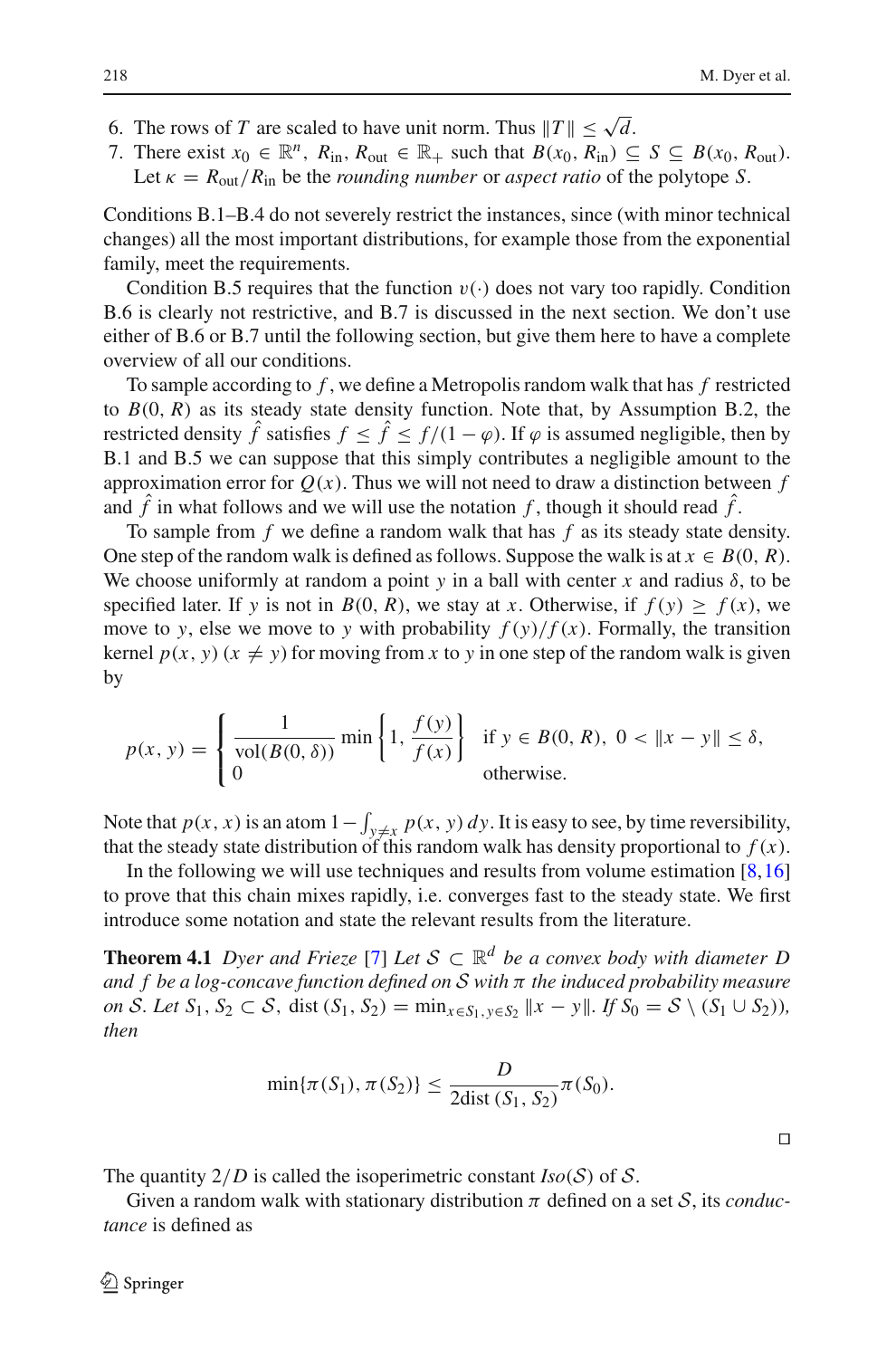6. The rows of $T$ are scaled to have unit norm. Thus $\|T\| \leq \sqrt{d}$.
7. There exist $x_0 \in \mathbb{R}^n$, $R_{\text{in}}, R_{\text{out}} \in \mathbb{R}_+$ such that $B(x_0, R_{\text{in}}) \subseteq S \subseteq B(x_0, R_{\text{out}})$. Let $\kappa = R_{\text{out}}/R_{\text{in}}$ be the *rounding number* or *aspect ratio* of the polytope $S$.

Conditions B.1–B.4 do not severely restrict the instances, since (with minor technical changes) all the most important distributions, for example those from the exponential family, meet the requirements.

Condition B.5 requires that the function $v(\cdot)$ does not vary too rapidly. Condition B.6 is clearly not restrictive, and B.7 is discussed in the next section. We don't use either of B.6 or B.7 until the following section, but give them here to have a complete overview of all our conditions.

To sample according to $f$, we define a Metropolis random walk that has $f$ restricted to $B(0, R)$ as its steady state density function. Note that, by Assumption B.2, the restricted density $\hat{f}$ satisfies $f \leq \hat{f} \leq f/(1-\varphi)$. If $\varphi$ is assumed negligible, then by B.1 and B.5 we can suppose that this simply contributes a negligible amount to the approximation error for $Q(x)$. Thus we will not need to draw a distinction between $f$ and $\hat{f}$ in what follows and we will use the notation $f$, though it should read $\hat{f}$.

To sample from $f$ we define a random walk that has $f$ as its steady state density. One step of the random walk is defined as follows. Suppose the walk is at $x \in B(0, R)$. We choose uniformly at random a point $y$ in a ball with center $x$ and radius $\delta$, to be specified later. If $y$ is not in $B(0, R)$, we stay at $x$. Otherwise, if $f(y) \geq f(x)$, we move to $y$, else we move to $y$ with probability $f(y)/f(x)$. Formally, the transition kernel $p(x, y)$ $(x \neq y)$ for moving from $x$ to $y$ in one step of the random walk is given by

$$p(x, y) = \begin{cases} \dfrac{1}{\text{vol}(B(0, \delta))} \min\left\{1, \dfrac{f(y)}{f(x)}\right\} & \text{if } y \in B(0, R),\ 0 < \|x - y\| \leq \delta, \\ 0 & \text{otherwise.} \end{cases}$$

Note that $p(x, x)$ is an atom $1 - \int_{y \neq x} p(x, y)\, dy$. It is easy to see, by time reversibility, that the steady state distribution of this random walk has density proportional to $f(x)$.

In the following we will use techniques and results from volume estimation [8,16] to prove that this chain mixes rapidly, i.e. converges fast to the steady state. We first introduce some notation and state the relevant results from the literature.

**Theorem 4.1** *Dyer and Frieze* [7] *Let $\mathcal{S} \subset \mathbb{R}^d$ be a convex body with diameter $D$ and $f$ be a log-concave function defined on $\mathcal{S}$ with $\pi$ the induced probability measure on $\mathcal{S}$. Let $S_1, S_2 \subset \mathcal{S}$, $\text{dist}(S_1, S_2) = \min_{x \in S_1, y \in S_2} \|x - y\|$. If $S_0 = \mathcal{S} \setminus (S_1 \cup S_2)$), then*

$$\min\{\pi(S_1), \pi(S_2)\} \leq \frac{D}{2\text{dist}(S_1, S_2)} \pi(S_0).$$

□

The quantity $2/D$ is called the isoperimetric constant $Iso(\mathcal{S})$ of $\mathcal{S}$.

Given a random walk with stationary distribution $\pi$ defined on a set $\mathcal{S}$, its *conductance* is defined as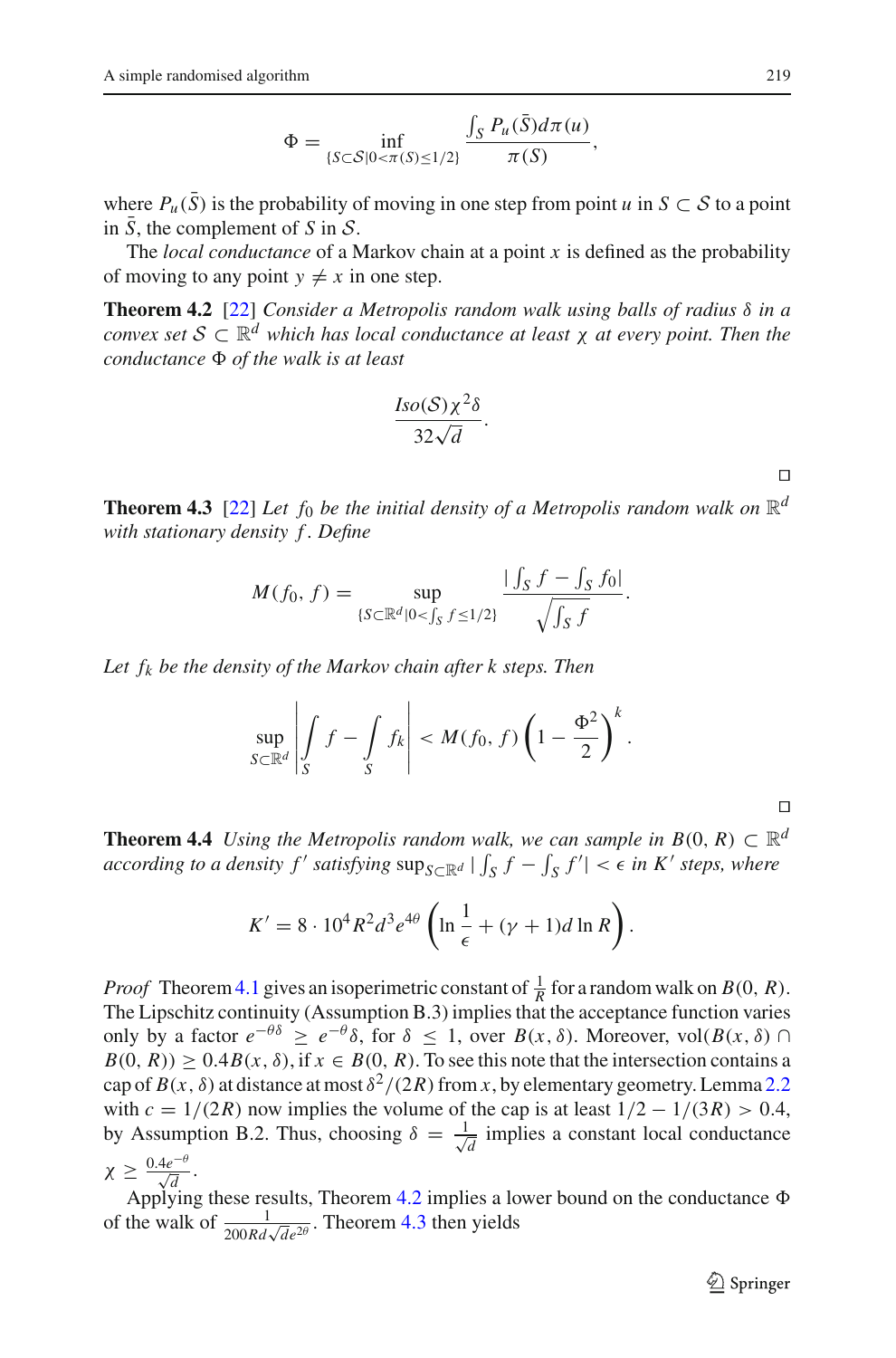$$\Phi = \inf_{\{S \subset \mathcal{S} | 0 < \pi(S) \leq 1/2\}} \frac{\int_S P_u(\bar{S}) d\pi(u)}{\pi(S)},$$

where $P_u(\bar{S})$ is the probability of moving in one step from point $u$ in $S \subset \mathcal{S}$ to a point in $\bar{S}$, the complement of $S$ in $\mathcal{S}$.

The *local conductance* of a Markov chain at a point $x$ is defined as the probability of moving to any point $y \neq x$ in one step.

**Theorem 4.2** [22] *Consider a Metropolis random walk using balls of radius $\delta$ in a convex set $\mathcal{S} \subset \mathbb{R}^d$ which has local conductance at least $\chi$ at every point. Then the conductance $\Phi$ of the walk is at least*

$$\frac{Iso(\mathcal{S})\chi^2\delta}{32\sqrt{d}}.$$

□

**Theorem 4.3** [22] *Let $f_0$ be the initial density of a Metropolis random walk on $\mathbb{R}^d$ with stationary density $f$. Define*

$$M(f_0, f) = \sup_{\{S \subset \mathbb{R}^d | 0 < \int_S f \leq 1/2\}} \frac{|\int_S f - \int_S f_0|}{\sqrt{\int_S f}}.$$

*Let $f_k$ be the density of the Markov chain after $k$ steps. Then*

$$\sup_{S \subset \mathbb{R}^d} \left| \int_S f - \int_S f_k \right| < M(f_0, f) \left(1 - \frac{\Phi^2}{2}\right)^k.$$

□

**Theorem 4.4** *Using the Metropolis random walk, we can sample in $B(0, R) \subset \mathbb{R}^d$ according to a density $f'$ satisfying $\sup_{S \subset \mathbb{R}^d} |\int_S f - \int_S f'| < \epsilon$ in $K'$ steps, where*

$$K' = 8 \cdot 10^4 R^2 d^3 e^{4\theta} \left( \ln \frac{1}{\epsilon} + (\gamma + 1) d \ln R \right).$$

*Proof* Theorem 4.1 gives an isoperimetric constant of $\frac{1}{R}$ for a random walk on $B(0, R)$. The Lipschitz continuity (Assumption B.3) implies that the acceptance function varies only by a factor $e^{-\theta\delta} \geq e^{-\theta}\delta$, for $\delta \leq 1$, over $B(x, \delta)$. Moreover, vol$(B(x, \delta) \cap B(0, R)) \geq 0.4B(x, \delta)$, if $x \in B(0, R)$. To see this note that the intersection contains a cap of $B(x, \delta)$ at distance at most $\delta^2/(2R)$ from $x$, by elementary geometry. Lemma 2.2 with $c = 1/(2R)$ now implies the volume of the cap is at least $1/2 - 1/(3R) > 0.4$, by Assumption B.2. Thus, choosing $\delta = \frac{1}{\sqrt{d}}$ implies a constant local conductance $\chi \geq \frac{0.4e^{-\theta}}{\sqrt{d}}$.

Applying these results, Theorem 4.2 implies a lower bound on the conductance $\Phi$ of the walk of $\frac{1}{200Rd\sqrt{d}e^{2\theta}}$. Theorem 4.3 then yields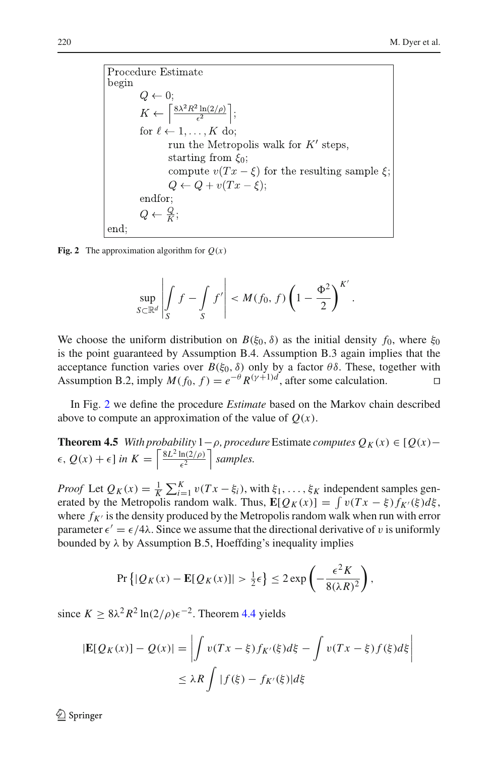```
Procedure Estimate
begin
        Q ← 0;
        K ← ⌈8λ²R² ln(2/ρ) / ε²⌉;
        for ℓ ← 1, ..., K do;
                run the Metropolis walk for K′ steps,
                starting from ξ₀;
                compute v(Tx − ξ) for the resulting sample ξ;
                Q ← Q + v(Tx − ξ);
        endfor;
        Q ← Q/K;
end;
```

**Fig. 2** The approximation algorithm for $Q(x)$

$$\sup_{S \subset \mathbb{R}^d} \left| \int_S f - \int_S f' \right| < M(f_0, f) \left(1 - \frac{\Phi^2}{2}\right)^{K'}.$$

We choose the uniform distribution on $B(\xi_0, \delta)$ as the initial density $f_0$, where $\xi_0$ is the point guaranteed by Assumption B.4. Assumption B.3 again implies that the acceptance function varies over $B(\xi_0, \delta)$ only by a factor $\theta\delta$. These, together with Assumption B.2, imply $M(f_0, f) = e^{-\theta} R^{(\gamma+1)d}$, after some calculation. □

In Fig. 2 we define the procedure *Estimate* based on the Markov chain described above to compute an approximation of the value of $Q(x)$.

**Theorem 4.5** *With probability* $1-\rho$*, procedure* Estimate *computes* $Q_K(x) \in [Q(x) - \epsilon, Q(x) + \epsilon]$ *in* $K = \left\lceil \frac{8L^2 \ln(2/\rho)}{\epsilon^2} \right\rceil$ *samples.*

*Proof* Let $Q_K(x) = \frac{1}{K}\sum_{i=1}^K v(Tx - \xi_i)$, with $\xi_1, \ldots, \xi_K$ independent samples generated by the Metropolis random walk. Thus, $\mathbf{E}[Q_K(x)] = \int v(Tx - \xi) f_{K'}(\xi) d\xi$, where $f_{K'}$ is the density produced by the Metropolis random walk when run with error parameter $\epsilon' = \epsilon/4\lambda$. Since we assume that the directional derivative of $v$ is uniformly bounded by $\lambda$ by Assumption B.5, Hoeffding's inequality implies

$$\Pr\left\{|Q_K(x) - \mathbf{E}[Q_K(x)]| > \tfrac{1}{2}\epsilon\right\} \le 2\exp\left(-\frac{\epsilon^2 K}{8(\lambda R)^2}\right),$$

since $K \ge 8\lambda^2 R^2 \ln(2/\rho)\epsilon^{-2}$. Theorem 4.4 yields

$$\begin{aligned}
|\mathbf{E}[Q_K(x)] - Q(x)| &= \left| \int v(Tx - \xi) f_{K'}(\xi) d\xi - \int v(Tx - \xi) f(\xi) d\xi \right| \\
&\le \lambda R \int |f(\xi) - f_{K'}(\xi)| d\xi
\end{aligned}$$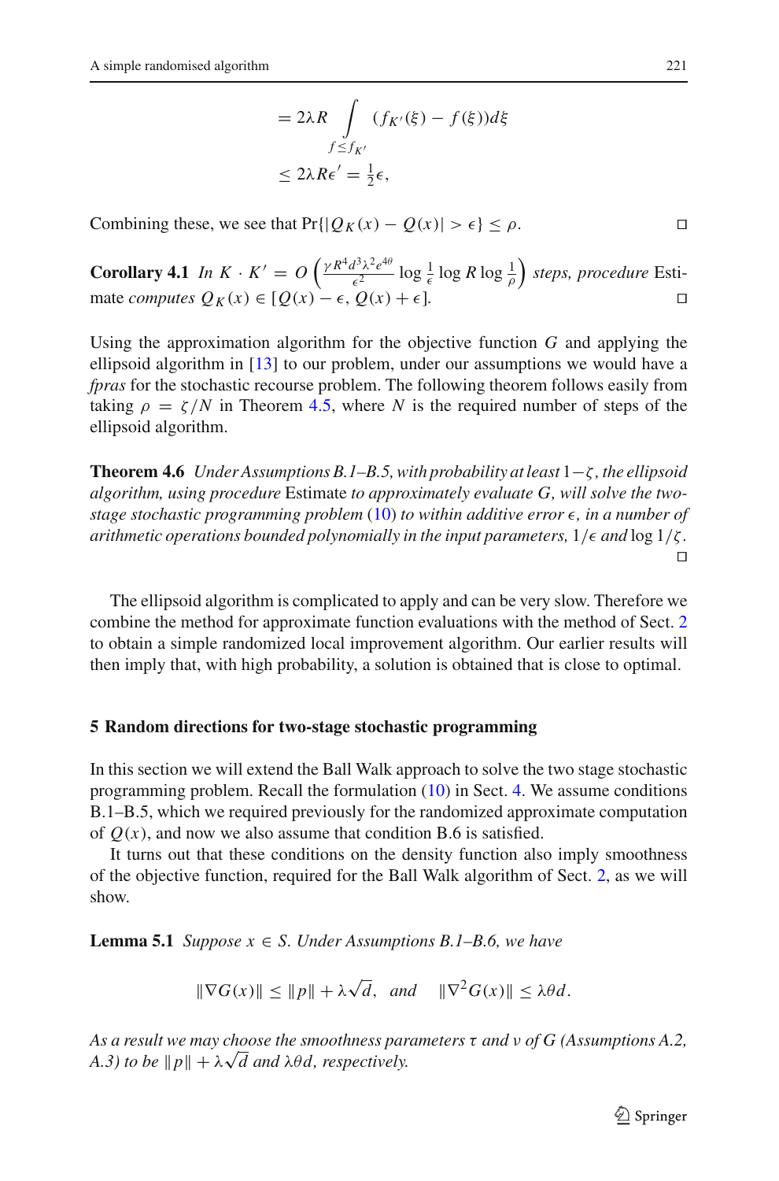$$= 2\lambda R \int_{f \le f_{K'}} (f_{K'}(\xi) - f(\xi)) d\xi$$

$$\le 2\lambda R \epsilon' = \tfrac{1}{2}\epsilon,$$

Combining these, we see that $\Pr\{|Q_K(x) - Q(x)| > \epsilon\} \le \rho$. □

**Corollary 4.1** *In* $K \cdot K' = O\left(\frac{\gamma R^4 d^3 \lambda^2 e^{4\theta}}{\epsilon^2} \log \frac{1}{\epsilon} \log R \log \frac{1}{\rho}\right)$ *steps, procedure* Estimate *computes* $Q_K(x) \in [Q(x) - \epsilon, Q(x) + \epsilon]$. □

Using the approximation algorithm for the objective function $G$ and applying the ellipsoid algorithm in [13] to our problem, under our assumptions we would have a *fpras* for the stochastic recourse problem. The following theorem follows easily from taking $\rho = \zeta/N$ in Theorem 4.5, where $N$ is the required number of steps of the ellipsoid algorithm.

**Theorem 4.6** *Under Assumptions B.1–B.5, with probability at least* $1-\zeta$*, the ellipsoid algorithm, using procedure* Estimate *to approximately evaluate* $G$*, will solve the two-stage stochastic programming problem* (10) *to within additive error* $\epsilon$*, in a number of arithmetic operations bounded polynomially in the input parameters,* $1/\epsilon$ *and* $\log 1/\zeta$*.* □

The ellipsoid algorithm is complicated to apply and can be very slow. Therefore we combine the method for approximate function evaluations with the method of Sect. 2 to obtain a simple randomized local improvement algorithm. Our earlier results will then imply that, with high probability, a solution is obtained that is close to optimal.

## 5 Random directions for two-stage stochastic programming

In this section we will extend the Ball Walk approach to solve the two stage stochastic programming problem. Recall the formulation (10) in Sect. 4. We assume conditions B.1–B.5, which we required previously for the randomized approximate computation of $Q(x)$, and now we also assume that condition B.6 is satisfied.

It turns out that these conditions on the density function also imply smoothness of the objective function, required for the Ball Walk algorithm of Sect. 2, as we will show.

**Lemma 5.1** *Suppose* $x \in S$*. Under Assumptions B.1–B.6, we have*

$$\|\nabla G(x)\| \le \|p\| + \lambda\sqrt{d}, \quad \text{and} \quad \|\nabla^2 G(x)\| \le \lambda\theta d.$$

*As a result we may choose the smoothness parameters* $\tau$ *and* $\nu$ *of* $G$ *(Assumptions A.2, A.3) to be* $\|p\| + \lambda\sqrt{d}$ *and* $\lambda\theta d$*, respectively.*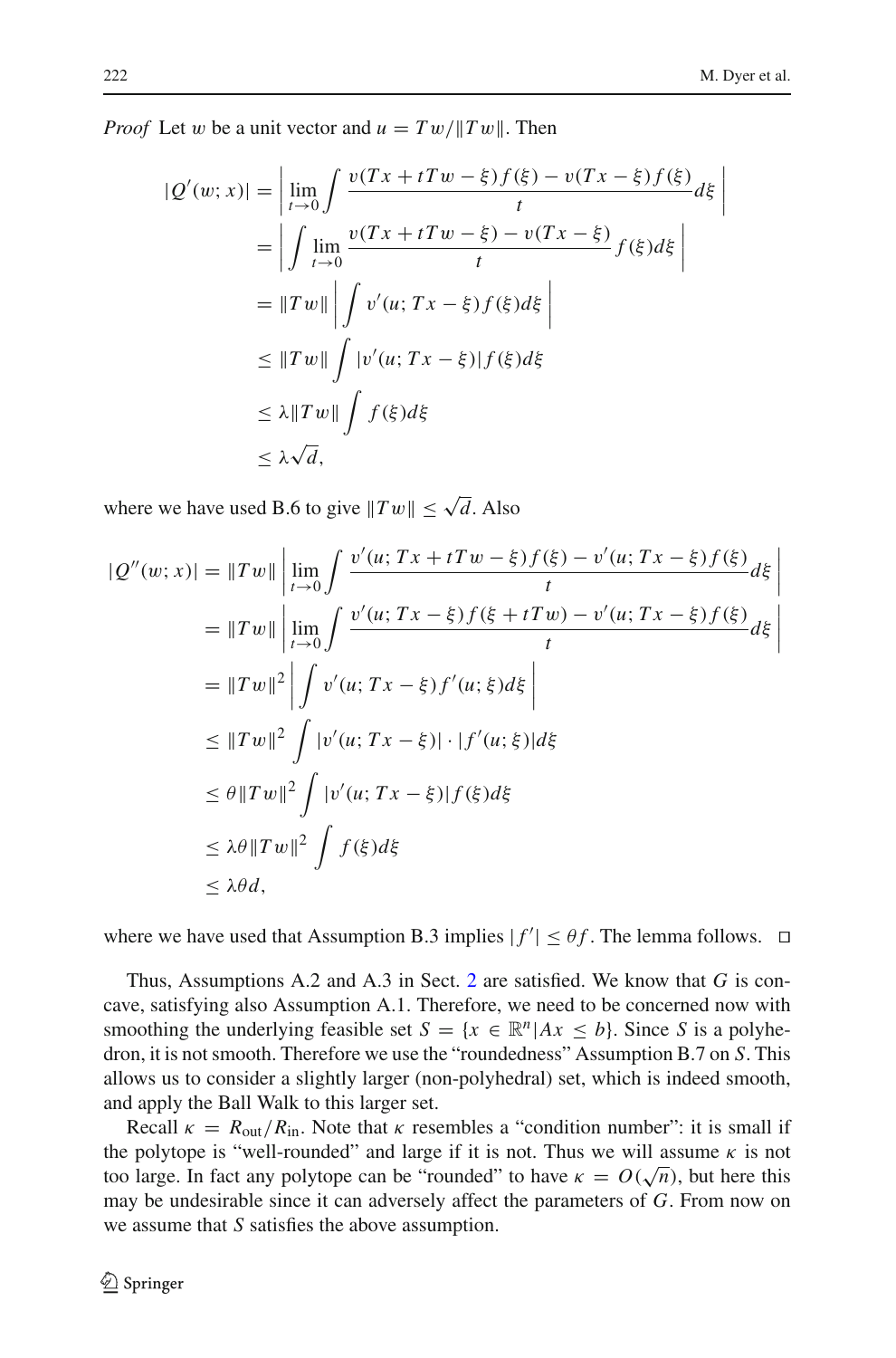*Proof* Let $w$ be a unit vector and $u = Tw/\|Tw\|$. Then

$$
\begin{aligned}
|Q'(w; x)| &= \left| \lim_{t \to 0} \int \frac{v(Tx + tTw - \xi) f(\xi) - v(Tx - \xi) f(\xi)}{t} d\xi \right| \\
&= \left| \int \lim_{t \to 0} \frac{v(Tx + tTw - \xi) - v(Tx - \xi)}{t} f(\xi) d\xi \right| \\
&= \|Tw\| \left| \int v'(u; Tx - \xi) f(\xi) d\xi \right| \\
&\leq \|Tw\| \int |v'(u; Tx - \xi)| f(\xi) d\xi \\
&\leq \lambda \|Tw\| \int f(\xi) d\xi \\
&\leq \lambda \sqrt{d},
\end{aligned}
$$

where we have used B.6 to give $\|Tw\| \leq \sqrt{d}$. Also

$$
\begin{aligned}
|Q''(w; x)| &= \|Tw\| \left| \lim_{t \to 0} \int \frac{v'(u; Tx + tTw - \xi) f(\xi) - v'(u; Tx - \xi) f(\xi)}{t} d\xi \right| \\
&= \|Tw\| \left| \lim_{t \to 0} \int \frac{v'(u; Tx - \xi) f(\xi + tTw) - v'(u; Tx - \xi) f(\xi)}{t} d\xi \right| \\
&= \|Tw\|^2 \left| \int v'(u; Tx - \xi) f'(u; \xi) d\xi \right| \\
&\leq \|Tw\|^2 \int |v'(u; Tx - \xi)| \cdot |f'(u; \xi)| d\xi \\
&\leq \theta \|Tw\|^2 \int |v'(u; Tx - \xi)| f(\xi) d\xi \\
&\leq \lambda \theta \|Tw\|^2 \int f(\xi) d\xi \\
&\leq \lambda \theta d,
\end{aligned}
$$

where we have used that Assumption B.3 implies $|f'| \leq \theta f$. The lemma follows. □

Thus, Assumptions A.2 and A.3 in Sect. 2 are satisfied. We know that $G$ is concave, satisfying also Assumption A.1. Therefore, we need to be concerned now with smoothing the underlying feasible set $S = \{x \in \mathbb{R}^n | Ax \leq b\}$. Since $S$ is a polyhedron, it is not smooth. Therefore we use the "roundedness" Assumption B.7 on $S$. This allows us to consider a slightly larger (non-polyhedral) set, which is indeed smooth, and apply the Ball Walk to this larger set.

Recall $\kappa = R_{\text{out}}/R_{\text{in}}$. Note that $\kappa$ resembles a "condition number": it is small if the polytope is "well-rounded" and large if it is not. Thus we will assume $\kappa$ is not too large. In fact any polytope can be "rounded" to have $\kappa = O(\sqrt{n})$, but here this may be undesirable since it can adversely affect the parameters of $G$. From now on we assume that $S$ satisfies the above assumption.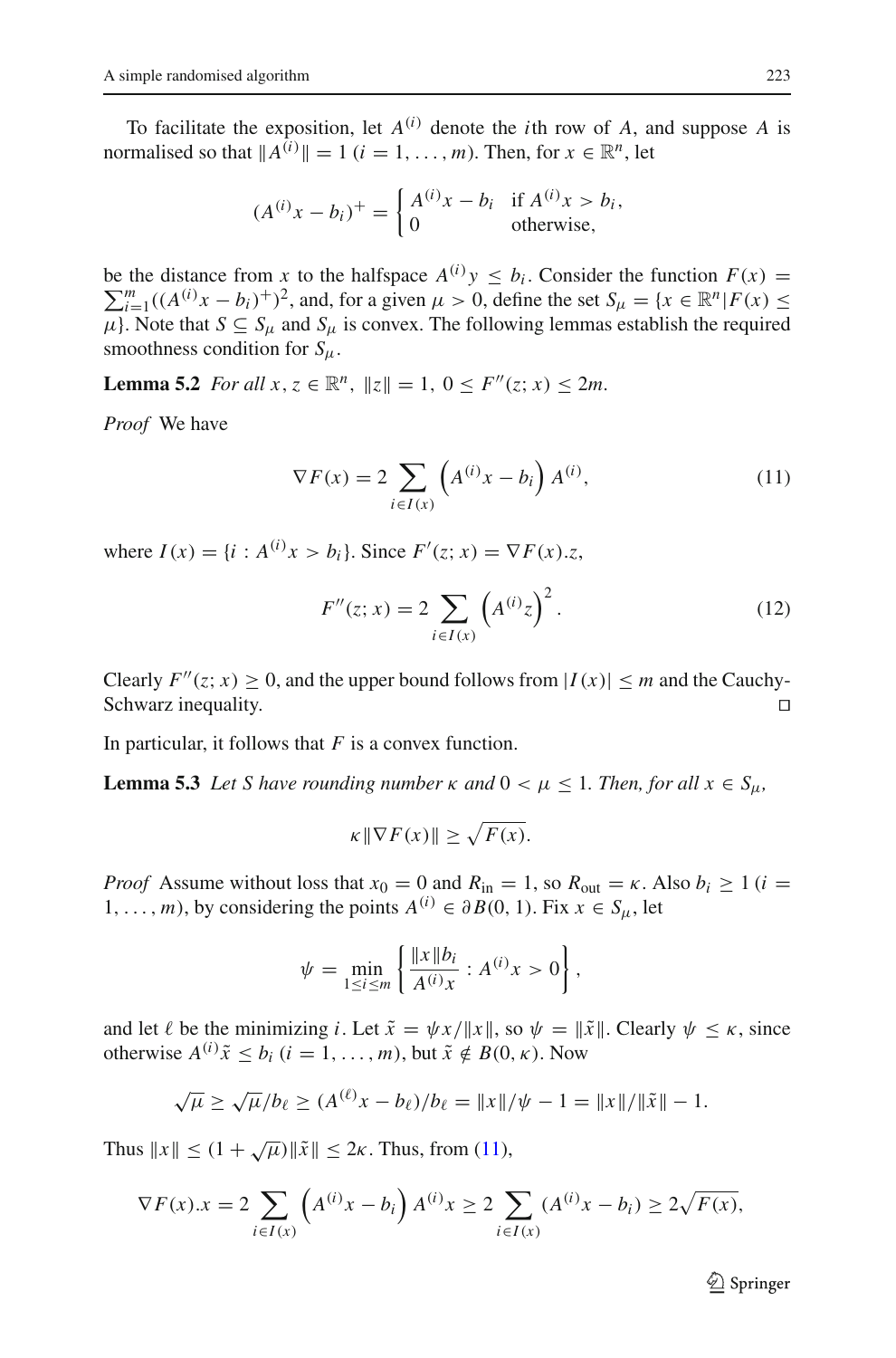To facilitate the exposition, let $A^{(i)}$ denote the $i$th row of $A$, and suppose $A$ is normalised so that $\|A^{(i)}\| = 1$ $(i = 1, \ldots, m)$. Then, for $x \in \mathbb{R}^n$, let

$$(A^{(i)}x - b_i)^+ = \begin{cases} A^{(i)}x - b_i & \text{if } A^{(i)}x > b_i, \\ 0 & \text{otherwise,} \end{cases}$$

be the distance from $x$ to the halfspace $A^{(i)}y \leq b_i$. Consider the function $F(x) = \sum_{i=1}^{m}((A^{(i)}x - b_i)^+)^2$, and, for a given $\mu > 0$, define the set $S_\mu = \{x \in \mathbb{R}^n | F(x) \leq \mu\}$. Note that $S \subseteq S_\mu$ and $S_\mu$ is convex. The following lemmas establish the required smoothness condition for $S_\mu$.

**Lemma 5.2** *For all $x, z \in \mathbb{R}^n$, $\|z\| = 1$, $0 \leq F''(z; x) \leq 2m$.*

*Proof* We have

$$\nabla F(x) = 2 \sum_{i \in I(x)} \left(A^{(i)}x - b_i\right) A^{(i)}, \tag{11}$$

where $I(x) = \{i : A^{(i)}x > b_i\}$. Since $F'(z; x) = \nabla F(x).z$,

$$F''(z; x) = 2 \sum_{i \in I(x)} \left(A^{(i)}z\right)^2. \tag{12}$$

Clearly $F''(z; x) \geq 0$, and the upper bound follows from $|I(x)| \leq m$ and the Cauchy-Schwarz inequality. □

In particular, it follows that $F$ is a convex function.

**Lemma 5.3** *Let $S$ have rounding number $\kappa$ and $0 < \mu \leq 1$. Then, for all $x \in S_\mu$,*

$$\kappa \|\nabla F(x)\| \geq \sqrt{F(x)}.$$

*Proof* Assume without loss that $x_0 = 0$ and $R_{\text{in}} = 1$, so $R_{\text{out}} = \kappa$. Also $b_i \geq 1$ $(i = 1, \ldots, m)$, by considering the points $A^{(i)} \in \partial B(0, 1)$. Fix $x \in S_\mu$, let

$$\psi = \min_{1 \leq i \leq m} \left\{ \frac{\|x\| b_i}{A^{(i)}x} : A^{(i)}x > 0 \right\},$$

and let $\ell$ be the minimizing $i$. Let $\tilde{x} = \psi x / \|x\|$, so $\psi = \|\tilde{x}\|$. Clearly $\psi \leq \kappa$, since otherwise $A^{(i)}\tilde{x} \leq b_i$ $(i = 1, \ldots, m)$, but $\tilde{x} \notin B(0, \kappa)$. Now

$$\sqrt{\mu} \geq \sqrt{\mu}/b_\ell \geq (A^{(\ell)}x - b_\ell)/b_\ell = \|x\|/\psi - 1 = \|x\|/\|\tilde{x}\| - 1.$$

Thus $\|x\| \leq (1 + \sqrt{\mu})\|\tilde{x}\| \leq 2\kappa$. Thus, from (11),

$$\nabla F(x).x = 2 \sum_{i \in I(x)} \left(A^{(i)}x - b_i\right) A^{(i)}x \geq 2 \sum_{i \in I(x)} (A^{(i)}x - b_i) \geq 2\sqrt{F(x)},$$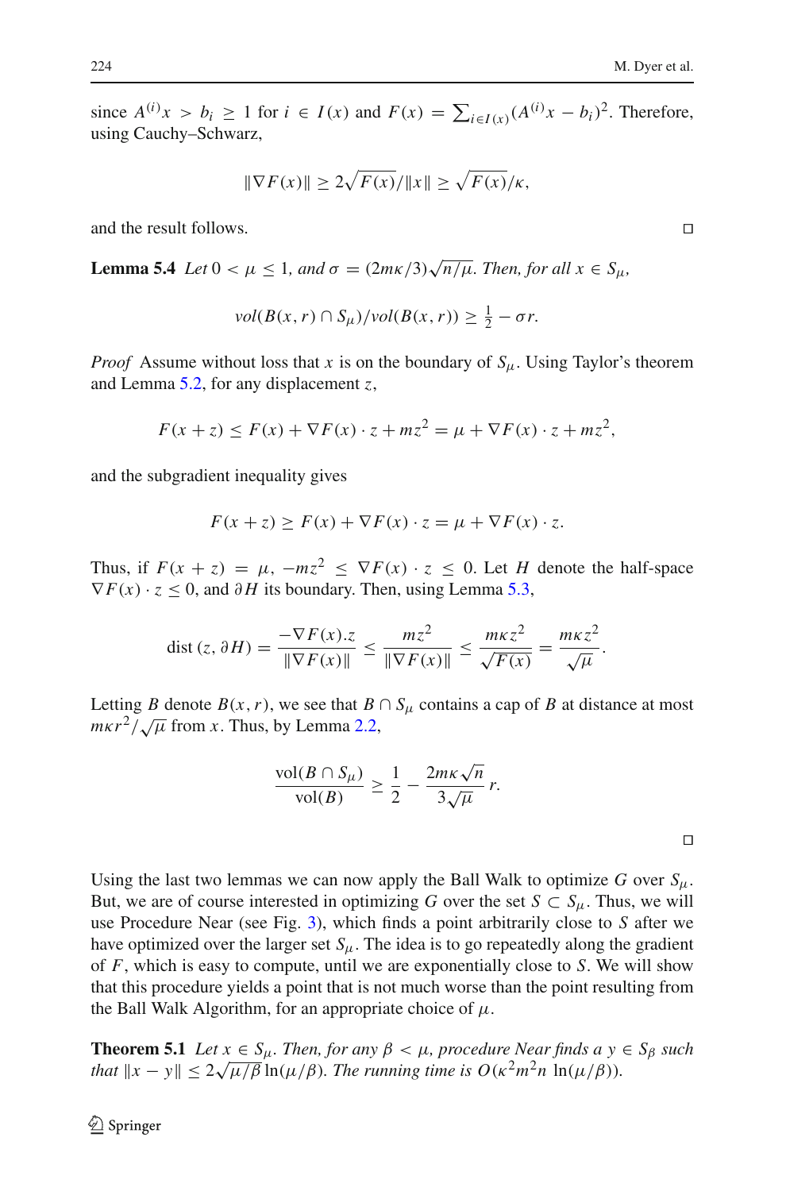since $A^{(i)}x > b_i \geq 1$ for $i \in I(x)$ and $F(x) = \sum_{i \in I(x)}(A^{(i)}x - b_i)^2$. Therefore, using Cauchy–Schwarz,

$$\|\nabla F(x)\| \geq 2\sqrt{F(x)}/\|x\| \geq \sqrt{F(x)}/\kappa,$$

and the result follows. □

**Lemma 5.4** *Let* $0 < \mu \leq 1$, *and* $\sigma = (2m\kappa/3)\sqrt{n/\mu}$. *Then, for all* $x \in S_\mu$,

$$vol(B(x,r) \cap S_\mu)/vol(B(x,r)) \geq \tfrac{1}{2} - \sigma r.$$

*Proof* Assume without loss that $x$ is on the boundary of $S_\mu$. Using Taylor's theorem and Lemma 5.2, for any displacement $z$,

$$F(x+z) \leq F(x) + \nabla F(x) \cdot z + mz^2 = \mu + \nabla F(x) \cdot z + mz^2,$$

and the subgradient inequality gives

$$F(x+z) \geq F(x) + \nabla F(x) \cdot z = \mu + \nabla F(x) \cdot z.$$

Thus, if $F(x+z) = \mu$, $-mz^2 \leq \nabla F(x) \cdot z \leq 0$. Let $H$ denote the half-space $\nabla F(x) \cdot z \leq 0$, and $\partial H$ its boundary. Then, using Lemma 5.3,

$$\text{dist}\,(z, \partial H) = \frac{-\nabla F(x).z}{\|\nabla F(x)\|} \leq \frac{mz^2}{\|\nabla F(x)\|} \leq \frac{m\kappa z^2}{\sqrt{F(x)}} = \frac{m\kappa z^2}{\sqrt{\mu}}.$$

Letting $B$ denote $B(x,r)$, we see that $B \cap S_\mu$ contains a cap of $B$ at distance at most $m\kappa r^2/\sqrt{\mu}$ from $x$. Thus, by Lemma 2.2,

$$\frac{\text{vol}(B \cap S_\mu)}{\text{vol}(B)} \geq \frac{1}{2} - \frac{2m\kappa\sqrt{n}}{3\sqrt{\mu}}\, r.$$

□

Using the last two lemmas we can now apply the Ball Walk to optimize $G$ over $S_\mu$. But, we are of course interested in optimizing $G$ over the set $S \subset S_\mu$. Thus, we will use Procedure Near (see Fig. 3), which finds a point arbitrarily close to $S$ after we have optimized over the larger set $S_\mu$. The idea is to go repeatedly along the gradient of $F$, which is easy to compute, until we are exponentially close to $S$. We will show that this procedure yields a point that is not much worse than the point resulting from the Ball Walk Algorithm, for an appropriate choice of $\mu$.

**Theorem 5.1** *Let* $x \in S_\mu$. *Then, for any* $\beta < \mu$, *procedure Near finds a* $y \in S_\beta$ *such that* $\|x - y\| \leq 2\sqrt{\mu/\beta}\ln(\mu/\beta)$. *The running time is* $O(\kappa^2 m^2 n \ \ln(\mu/\beta))$.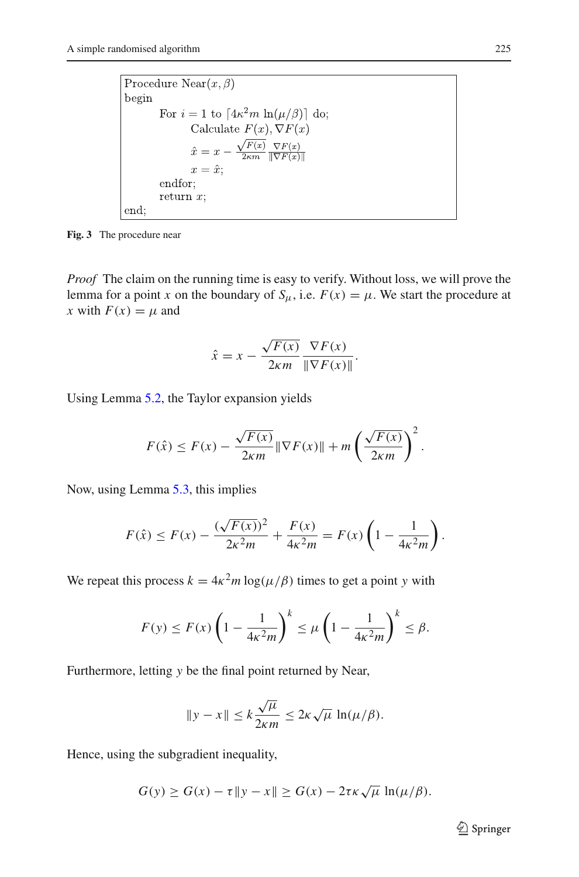```
Procedure Near(x, β)
begin
    For i = 1 to ⌈4κ²m ln(μ/β)⌉ do;
        Calculate F(x), ∇F(x)
        x̂ = x − (√F(x) / 2κm) (∇F(x) / ‖∇F(x)‖)
        x = x̂;
    endfor;
    return x;
end;
```

**Fig. 3** The procedure near

*Proof* The claim on the running time is easy to verify. Without loss, we will prove the lemma for a point $x$ on the boundary of $S_\mu$, i.e. $F(x) = \mu$. We start the procedure at $x$ with $F(x) = \mu$ and

$$\hat{x} = x - \frac{\sqrt{F(x)}}{2\kappa m} \frac{\nabla F(x)}{\|\nabla F(x)\|}.$$

Using Lemma 5.2, the Taylor expansion yields

$$F(\hat{x}) \leq F(x) - \frac{\sqrt{F(x)}}{2\kappa m}\|\nabla F(x)\| + m\left(\frac{\sqrt{F(x)}}{2\kappa m}\right)^2.$$

Now, using Lemma 5.3, this implies

$$F(\hat{x}) \leq F(x) - \frac{(\sqrt{F(x)})^2}{2\kappa^2 m} + \frac{F(x)}{4\kappa^2 m} = F(x)\left(1 - \frac{1}{4\kappa^2 m}\right).$$

We repeat this process $k = 4\kappa^2 m \log(\mu/\beta)$ times to get a point $y$ with

$$F(y) \leq F(x)\left(1 - \frac{1}{4\kappa^2 m}\right)^k \leq \mu\left(1 - \frac{1}{4\kappa^2 m}\right)^k \leq \beta.$$

Furthermore, letting $y$ be the final point returned by Near,

$$\|y - x\| \leq k\frac{\sqrt{\mu}}{2\kappa m} \leq 2\kappa\sqrt{\mu}\,\ln(\mu/\beta).$$

Hence, using the subgradient inequality,

$$G(y) \geq G(x) - \tau\|y - x\| \geq G(x) - 2\tau\kappa\sqrt{\mu}\,\ln(\mu/\beta).$$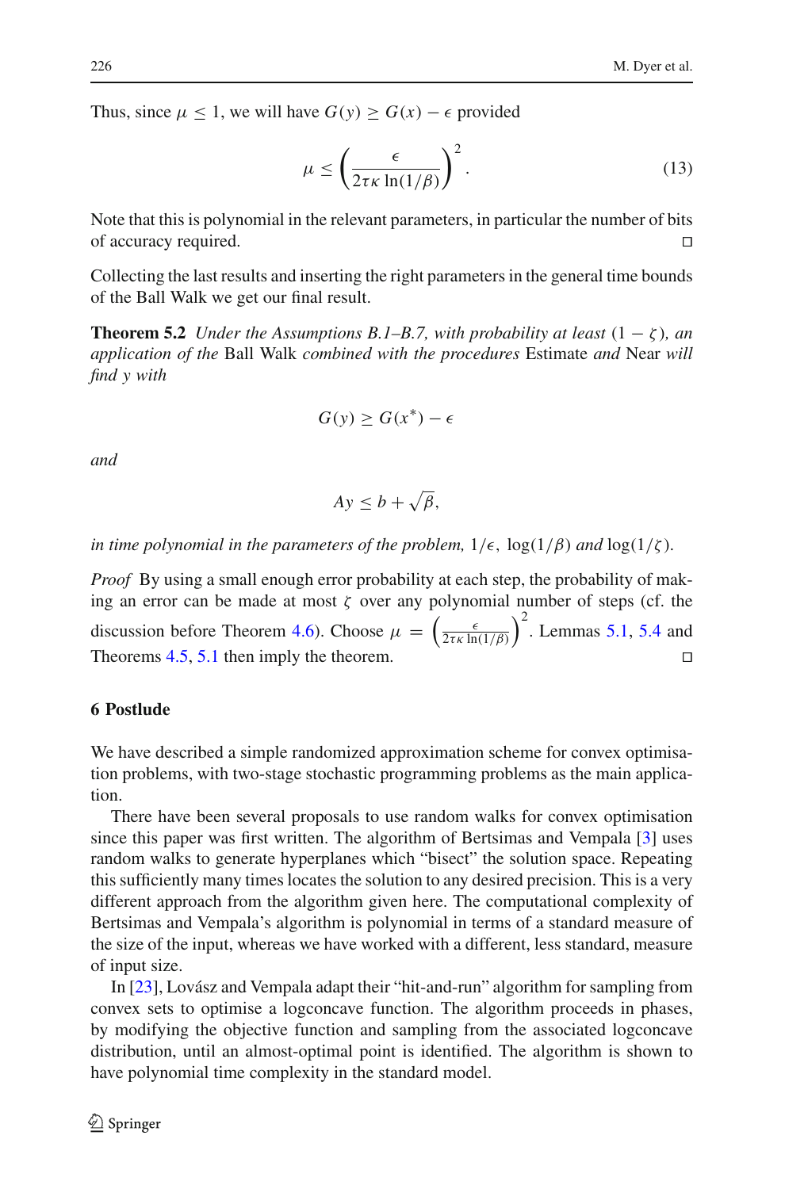Thus, since $\mu \leq 1$, we will have $G(y) \geq G(x) - \epsilon$ provided

$$\mu \leq \left( \frac{\epsilon}{2\tau\kappa \ln(1/\beta)} \right)^2. \tag{13}$$

Note that this is polynomial in the relevant parameters, in particular the number of bits of accuracy required. □

Collecting the last results and inserting the right parameters in the general time bounds of the Ball Walk we get our final result.

**Theorem 5.2** *Under the Assumptions B.1–B.7, with probability at least* $(1 - \zeta)$*, an application of the* Ball Walk *combined with the procedures* Estimate *and* Near *will find* $y$ *with*

$$G(y) \geq G(x^*) - \epsilon$$

*and*

$$Ay \leq b + \sqrt{\beta},$$

*in time polynomial in the parameters of the problem,* $1/\epsilon$*,* $\log(1/\beta)$ *and* $\log(1/\zeta)$*.*

*Proof* By using a small enough error probability at each step, the probability of making an error can be made at most $\zeta$ over any polynomial number of steps (cf. the discussion before Theorem 4.6). Choose $\mu = \left( \frac{\epsilon}{2\tau\kappa \ln(1/\beta)} \right)^2$. Lemmas 5.1, 5.4 and Theorems 4.5, 5.1 then imply the theorem. □

## 6 Postlude

We have described a simple randomized approximation scheme for convex optimisation problems, with two-stage stochastic programming problems as the main application.

There have been several proposals to use random walks for convex optimisation since this paper was first written. The algorithm of Bertsimas and Vempala [3] uses random walks to generate hyperplanes which "bisect" the solution space. Repeating this sufficiently many times locates the solution to any desired precision. This is a very different approach from the algorithm given here. The computational complexity of Bertsimas and Vempala's algorithm is polynomial in terms of a standard measure of the size of the input, whereas we have worked with a different, less standard, measure of input size.

In [23], Lovász and Vempala adapt their "hit-and-run" algorithm for sampling from convex sets to optimise a logconcave function. The algorithm proceeds in phases, by modifying the objective function and sampling from the associated logconcave distribution, until an almost-optimal point is identified. The algorithm is shown to have polynomial time complexity in the standard model.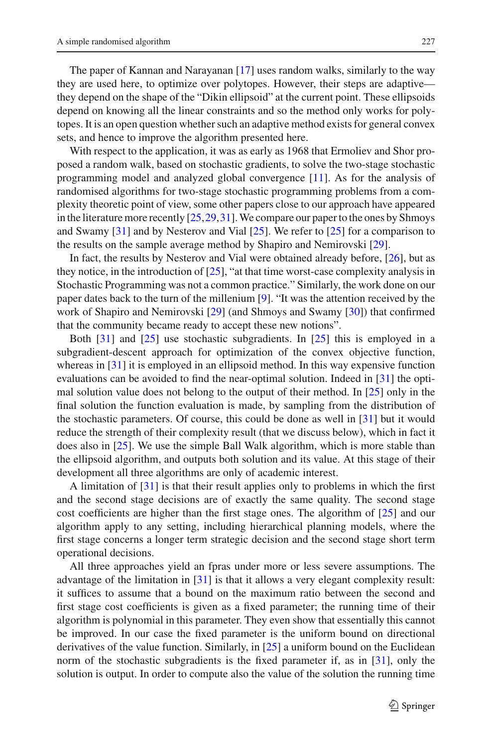The paper of Kannan and Narayanan [17] uses random walks, similarly to the way they are used here, to optimize over polytopes. However, their steps are adaptive—they depend on the shape of the "Dikin ellipsoid" at the current point. These ellipsoids depend on knowing all the linear constraints and so the method only works for polytopes. It is an open question whether such an adaptive method exists for general convex sets, and hence to improve the algorithm presented here.

With respect to the application, it was as early as 1968 that Ermoliev and Shor proposed a random walk, based on stochastic gradients, to solve the two-stage stochastic programming model and analyzed global convergence [11]. As for the analysis of randomised algorithms for two-stage stochastic programming problems from a complexity theoretic point of view, some other papers close to our approach have appeared in the literature more recently [25,29,31]. We compare our paper to the ones by Shmoys and Swamy [31] and by Nesterov and Vial [25]. We refer to [25] for a comparison to the results on the sample average method by Shapiro and Nemirovski [29].

In fact, the results by Nesterov and Vial were obtained already before, [26], but as they notice, in the introduction of [25], "at that time worst-case complexity analysis in Stochastic Programming was not a common practice." Similarly, the work done on our paper dates back to the turn of the millenium [9]. "It was the attention received by the work of Shapiro and Nemirovski [29] (and Shmoys and Swamy [30]) that confirmed that the community became ready to accept these new notions".

Both [31] and [25] use stochastic subgradients. In [25] this is employed in a subgradient-descent approach for optimization of the convex objective function, whereas in [31] it is employed in an ellipsoid method. In this way expensive function evaluations can be avoided to find the near-optimal solution. Indeed in [31] the optimal solution value does not belong to the output of their method. In [25] only in the final solution the function evaluation is made, by sampling from the distribution of the stochastic parameters. Of course, this could be done as well in [31] but it would reduce the strength of their complexity result (that we discuss below), which in fact it does also in [25]. We use the simple Ball Walk algorithm, which is more stable than the ellipsoid algorithm, and outputs both solution and its value. At this stage of their development all three algorithms are only of academic interest.

A limitation of [31] is that their result applies only to problems in which the first and the second stage decisions are of exactly the same quality. The second stage cost coefficients are higher than the first stage ones. The algorithm of [25] and our algorithm apply to any setting, including hierarchical planning models, where the first stage concerns a longer term strategic decision and the second stage short term operational decisions.

All three approaches yield an fpras under more or less severe assumptions. The advantage of the limitation in [31] is that it allows a very elegant complexity result: it suffices to assume that a bound on the maximum ratio between the second and first stage cost coefficients is given as a fixed parameter; the running time of their algorithm is polynomial in this parameter. They even show that essentially this cannot be improved. In our case the fixed parameter is the uniform bound on directional derivatives of the value function. Similarly, in [25] a uniform bound on the Euclidean norm of the stochastic subgradients is the fixed parameter if, as in [31], only the solution is output. In order to compute also the value of the solution the running time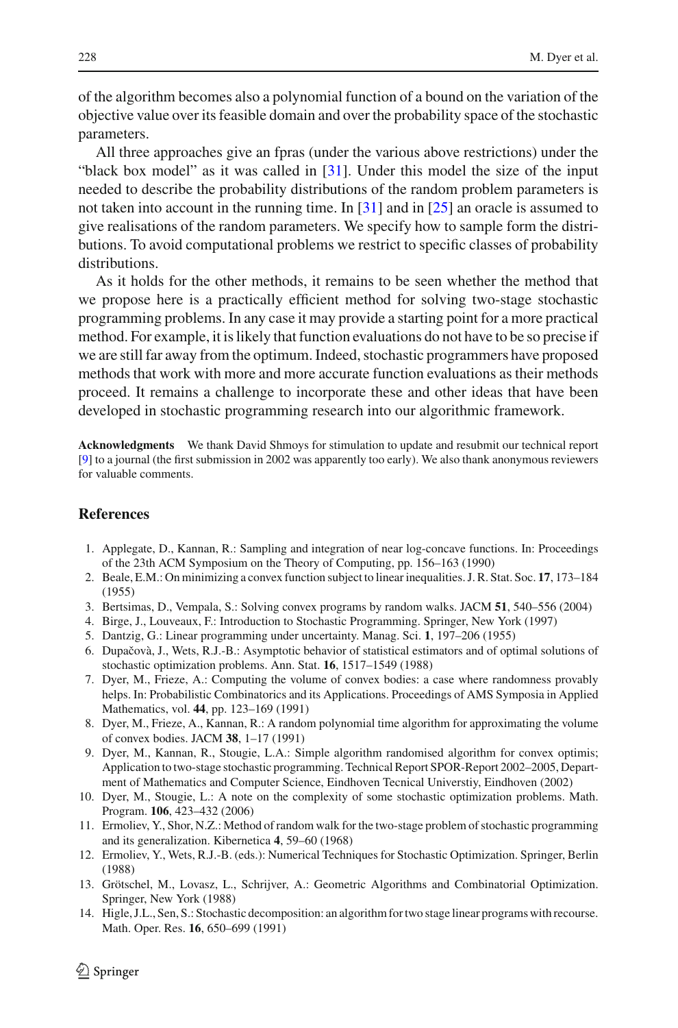of the algorithm becomes also a polynomial function of a bound on the variation of the objective value over its feasible domain and over the probability space of the stochastic parameters.

All three approaches give an fpras (under the various above restrictions) under the "black box model" as it was called in [31]. Under this model the size of the input needed to describe the probability distributions of the random problem parameters is not taken into account in the running time. In [31] and in [25] an oracle is assumed to give realisations of the random parameters. We specify how to sample form the distributions. To avoid computational problems we restrict to specific classes of probability distributions.

As it holds for the other methods, it remains to be seen whether the method that we propose here is a practically efficient method for solving two-stage stochastic programming problems. In any case it may provide a starting point for a more practical method. For example, it is likely that function evaluations do not have to be so precise if we are still far away from the optimum. Indeed, stochastic programmers have proposed methods that work with more and more accurate function evaluations as their methods proceed. It remains a challenge to incorporate these and other ideas that have been developed in stochastic programming research into our algorithmic framework.

**Acknowledgments** We thank David Shmoys for stimulation to update and resubmit our technical report [9] to a journal (the first submission in 2002 was apparently too early). We also thank anonymous reviewers for valuable comments.

## References

1. Applegate, D., Kannan, R.: Sampling and integration of near log-concave functions. In: Proceedings of the 23th ACM Symposium on the Theory of Computing, pp. 156–163 (1990)
2. Beale, E.M.: On minimizing a convex function subject to linear inequalities. J. R. Stat. Soc. **17**, 173–184 (1955)
3. Bertsimas, D., Vempala, S.: Solving convex programs by random walks. JACM **51**, 540–556 (2004)
4. Birge, J., Louveaux, F.: Introduction to Stochastic Programming. Springer, New York (1997)
5. Dantzig, G.: Linear programming under uncertainty. Manag. Sci. **1**, 197–206 (1955)
6. Dupačovà, J., Wets, R.J.-B.: Asymptotic behavior of statistical estimators and of optimal solutions of stochastic optimization problems. Ann. Stat. **16**, 1517–1549 (1988)
7. Dyer, M., Frieze, A.: Computing the volume of convex bodies: a case where randomness provably helps. In: Probabilistic Combinatorics and its Applications. Proceedings of AMS Symposia in Applied Mathematics, vol. **44**, pp. 123–169 (1991)
8. Dyer, M., Frieze, A., Kannan, R.: A random polynomial time algorithm for approximating the volume of convex bodies. JACM **38**, 1–17 (1991)
9. Dyer, M., Kannan, R., Stougie, L.A.: Simple algorithm randomised algorithm for convex optimis; Application to two-stage stochastic programming. Technical Report SPOR-Report 2002–2005, Department of Mathematics and Computer Science, Eindhoven Tecnical Universtiy, Eindhoven (2002)
10. Dyer, M., Stougie, L.: A note on the complexity of some stochastic optimization problems. Math. Program. **106**, 423–432 (2006)
11. Ermoliev, Y., Shor, N.Z.: Method of random walk for the two-stage problem of stochastic programming and its generalization. Kibernetica **4**, 59–60 (1968)
12. Ermoliev, Y., Wets, R.J.-B. (eds.): Numerical Techniques for Stochastic Optimization. Springer, Berlin (1988)
13. Grötschel, M., Lovasz, L., Schrijver, A.: Geometric Algorithms and Combinatorial Optimization. Springer, New York (1988)
14. Higle, J.L., Sen, S.: Stochastic decomposition: an algorithm for two stage linear programs with recourse. Math. Oper. Res. **16**, 650–699 (1991)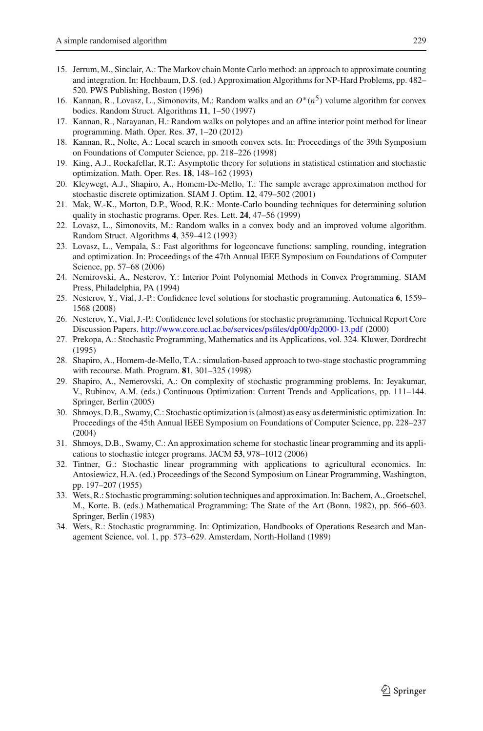15. Jerrum, M., Sinclair, A.: The Markov chain Monte Carlo method: an approach to approximate counting and integration. In: Hochbaum, D.S. (ed.) Approximation Algorithms for NP-Hard Problems, pp. 482–520. PWS Publishing, Boston (1996)
16. Kannan, R., Lovasz, L., Simonovits, M.: Random walks and an $O^*(n^5)$ volume algorithm for convex bodies. Random Struct. Algorithms **11**, 1–50 (1997)
17. Kannan, R., Narayanan, H.: Random walks on polytopes and an affine interior point method for linear programming. Math. Oper. Res. **37**, 1–20 (2012)
18. Kannan, R., Nolte, A.: Local search in smooth convex sets. In: Proceedings of the 39th Symposium on Foundations of Computer Science, pp. 218–226 (1998)
19. King, A.J., Rockafellar, R.T.: Asymptotic theory for solutions in statistical estimation and stochastic optimization. Math. Oper. Res. **18**, 148–162 (1993)
20. Kleywegt, A.J., Shapiro, A., Homem-De-Mello, T.: The sample average approximation method for stochastic discrete optimization. SIAM J. Optim. **12**, 479–502 (2001)
21. Mak, W.-K., Morton, D.P., Wood, R.K.: Monte-Carlo bounding techniques for determining solution quality in stochastic programs. Oper. Res. Lett. **24**, 47–56 (1999)
22. Lovasz, L., Simonovits, M.: Random walks in a convex body and an improved volume algorithm. Random Struct. Algorithms **4**, 359–412 (1993)
23. Lovasz, L., Vempala, S.: Fast algorithms for logconcave functions: sampling, rounding, integration and optimization. In: Proceedings of the 47th Annual IEEE Symposium on Foundations of Computer Science, pp. 57–68 (2006)
24. Nemirovski, A., Nesterov, Y.: Interior Point Polynomial Methods in Convex Programming. SIAM Press, Philadelphia, PA (1994)
25. Nesterov, Y., Vial, J.-P.: Confidence level solutions for stochastic programming. Automatica **6**, 1559–1568 (2008)
26. Nesterov, Y., Vial, J.-P.: Confidence level solutions for stochastic programming. Technical Report Core Discussion Papers. http://www.core.ucl.ac.be/services/psfiles/dp00/dp2000-13.pdf (2000)
27. Prekopa, A.: Stochastic Programming, Mathematics and its Applications, vol. 324. Kluwer, Dordrecht (1995)
28. Shapiro, A., Homem-de-Mello, T.A.: simulation-based approach to two-stage stochastic programming with recourse. Math. Program. **81**, 301–325 (1998)
29. Shapiro, A., Nemerovski, A.: On complexity of stochastic programming problems. In: Jeyakumar, V., Rubinov, A.M. (eds.) Continuous Optimization: Current Trends and Applications, pp. 111–144. Springer, Berlin (2005)
30. Shmoys, D.B., Swamy, C.: Stochastic optimization is (almost) as easy as deterministic optimization. In: Proceedings of the 45th Annual IEEE Symposium on Foundations of Computer Science, pp. 228–237 (2004)
31. Shmoys, D.B., Swamy, C.: An approximation scheme for stochastic linear programming and its applications to stochastic integer programs. JACM **53**, 978–1012 (2006)
32. Tintner, G.: Stochastic linear programming with applications to agricultural economics. In: Antosiewicz, H.A. (ed.) Proceedings of the Second Symposium on Linear Programming, Washington, pp. 197–207 (1955)
33. Wets, R.: Stochastic programming: solution techniques and approximation. In: Bachem, A., Groetschel, M., Korte, B. (eds.) Mathematical Programming: The State of the Art (Bonn, 1982), pp. 566–603. Springer, Berlin (1983)
34. Wets, R.: Stochastic programming. In: Optimization, Handbooks of Operations Research and Management Science, vol. 1, pp. 573–629. Amsterdam, North-Holland (1989)